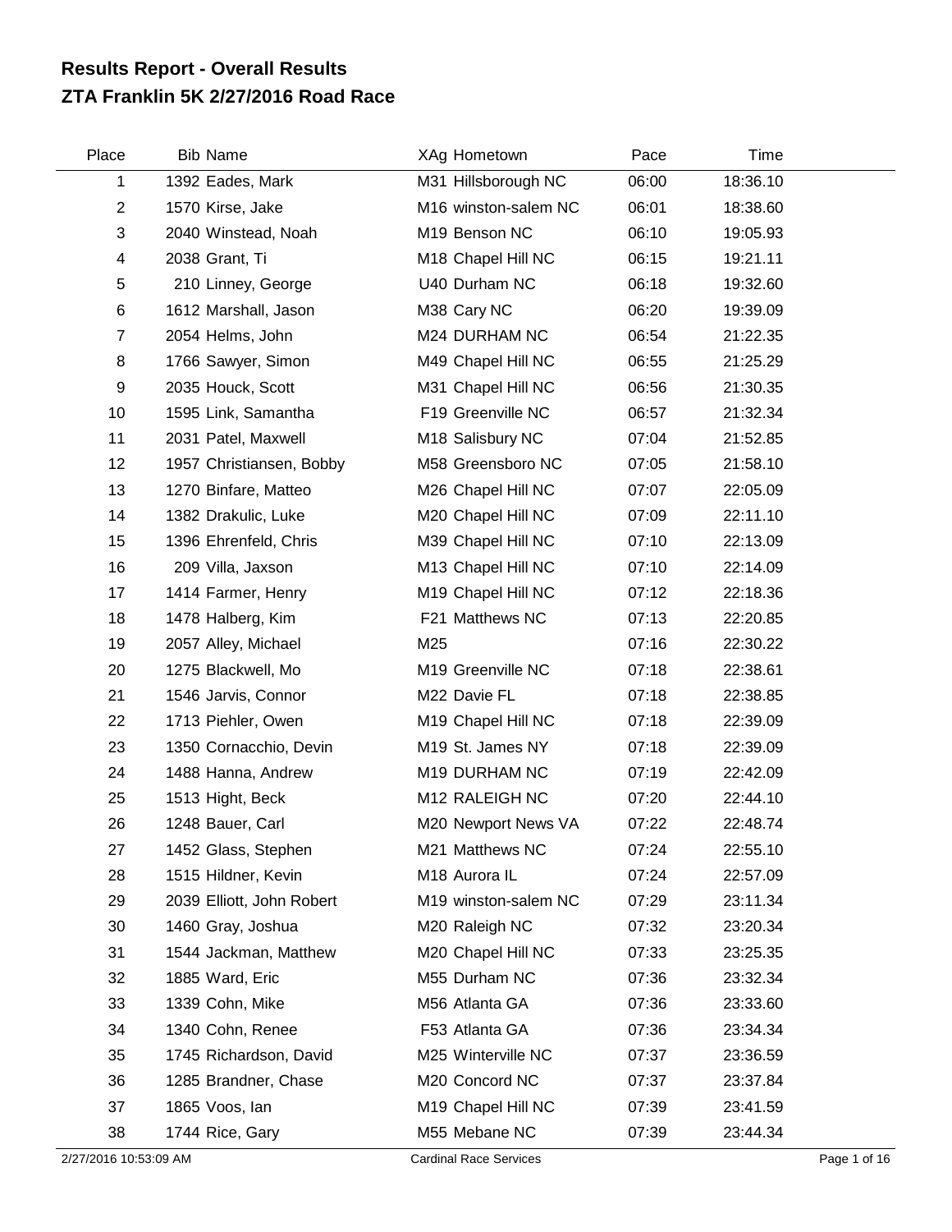# Results Report - Overall Results
## ZTA Franklin 5K 2/27/2016 Road Race

| Place | Bib | Name | XAg | Hometown | Pace | Time |
|---|---|---|---|---|---|---|
| 1 | 1392 | Eades, Mark | M31 | Hillsborough NC | 06:00 | 18:36.10 |
| 2 | 1570 | Kirse, Jake | M16 | winston-salem NC | 06:01 | 18:38.60 |
| 3 | 2040 | Winstead, Noah | M19 | Benson NC | 06:10 | 19:05.93 |
| 4 | 2038 | Grant, Ti | M18 | Chapel Hill NC | 06:15 | 19:21.11 |
| 5 | 210 | Linney, George | U40 | Durham NC | 06:18 | 19:32.60 |
| 6 | 1612 | Marshall, Jason | M38 | Cary NC | 06:20 | 19:39.09 |
| 7 | 2054 | Helms, John | M24 | DURHAM NC | 06:54 | 21:22.35 |
| 8 | 1766 | Sawyer, Simon | M49 | Chapel Hill NC | 06:55 | 21:25.29 |
| 9 | 2035 | Houck, Scott | M31 | Chapel Hill NC | 06:56 | 21:30.35 |
| 10 | 1595 | Link, Samantha | F19 | Greenville NC | 06:57 | 21:32.34 |
| 11 | 2031 | Patel, Maxwell | M18 | Salisbury NC | 07:04 | 21:52.85 |
| 12 | 1957 | Christiansen, Bobby | M58 | Greensboro NC | 07:05 | 21:58.10 |
| 13 | 1270 | Binfare, Matteo | M26 | Chapel Hill NC | 07:07 | 22:05.09 |
| 14 | 1382 | Drakulic, Luke | M20 | Chapel Hill NC | 07:09 | 22:11.10 |
| 15 | 1396 | Ehrenfeld, Chris | M39 | Chapel Hill NC | 07:10 | 22:13.09 |
| 16 | 209 | Villa, Jaxson | M13 | Chapel Hill NC | 07:10 | 22:14.09 |
| 17 | 1414 | Farmer, Henry | M19 | Chapel Hill NC | 07:12 | 22:18.36 |
| 18 | 1478 | Halberg, Kim | F21 | Matthews NC | 07:13 | 22:20.85 |
| 19 | 2057 | Alley, Michael | M25 | | 07:16 | 22:30.22 |
| 20 | 1275 | Blackwell, Mo | M19 | Greenville NC | 07:18 | 22:38.61 |
| 21 | 1546 | Jarvis, Connor | M22 | Davie FL | 07:18 | 22:38.85 |
| 22 | 1713 | Piehler, Owen | M19 | Chapel Hill NC | 07:18 | 22:39.09 |
| 23 | 1350 | Cornacchio, Devin | M19 | St. James NY | 07:18 | 22:39.09 |
| 24 | 1488 | Hanna, Andrew | M19 | DURHAM NC | 07:19 | 22:42.09 |
| 25 | 1513 | Hight, Beck | M12 | RALEIGH NC | 07:20 | 22:44.10 |
| 26 | 1248 | Bauer, Carl | M20 | Newport News VA | 07:22 | 22:48.74 |
| 27 | 1452 | Glass, Stephen | M21 | Matthews NC | 07:24 | 22:55.10 |
| 28 | 1515 | Hildner, Kevin | M18 | Aurora IL | 07:24 | 22:57.09 |
| 29 | 2039 | Elliott, John Robert | M19 | winston-salem NC | 07:29 | 23:11.34 |
| 30 | 1460 | Gray, Joshua | M20 | Raleigh NC | 07:32 | 23:20.34 |
| 31 | 1544 | Jackman, Matthew | M20 | Chapel Hill NC | 07:33 | 23:25.35 |
| 32 | 1885 | Ward, Eric | M55 | Durham NC | 07:36 | 23:32.34 |
| 33 | 1339 | Cohn, Mike | M56 | Atlanta GA | 07:36 | 23:33.60 |
| 34 | 1340 | Cohn, Renee | F53 | Atlanta GA | 07:36 | 23:34.34 |
| 35 | 1745 | Richardson, David | M25 | Winterville NC | 07:37 | 23:36.59 |
| 36 | 1285 | Brandner, Chase | M20 | Concord NC | 07:37 | 23:37.84 |
| 37 | 1865 | Voos, Ian | M19 | Chapel Hill NC | 07:39 | 23:41.59 |
| 38 | 1744 | Rice, Gary | M55 | Mebane NC | 07:39 | 23:44.34 |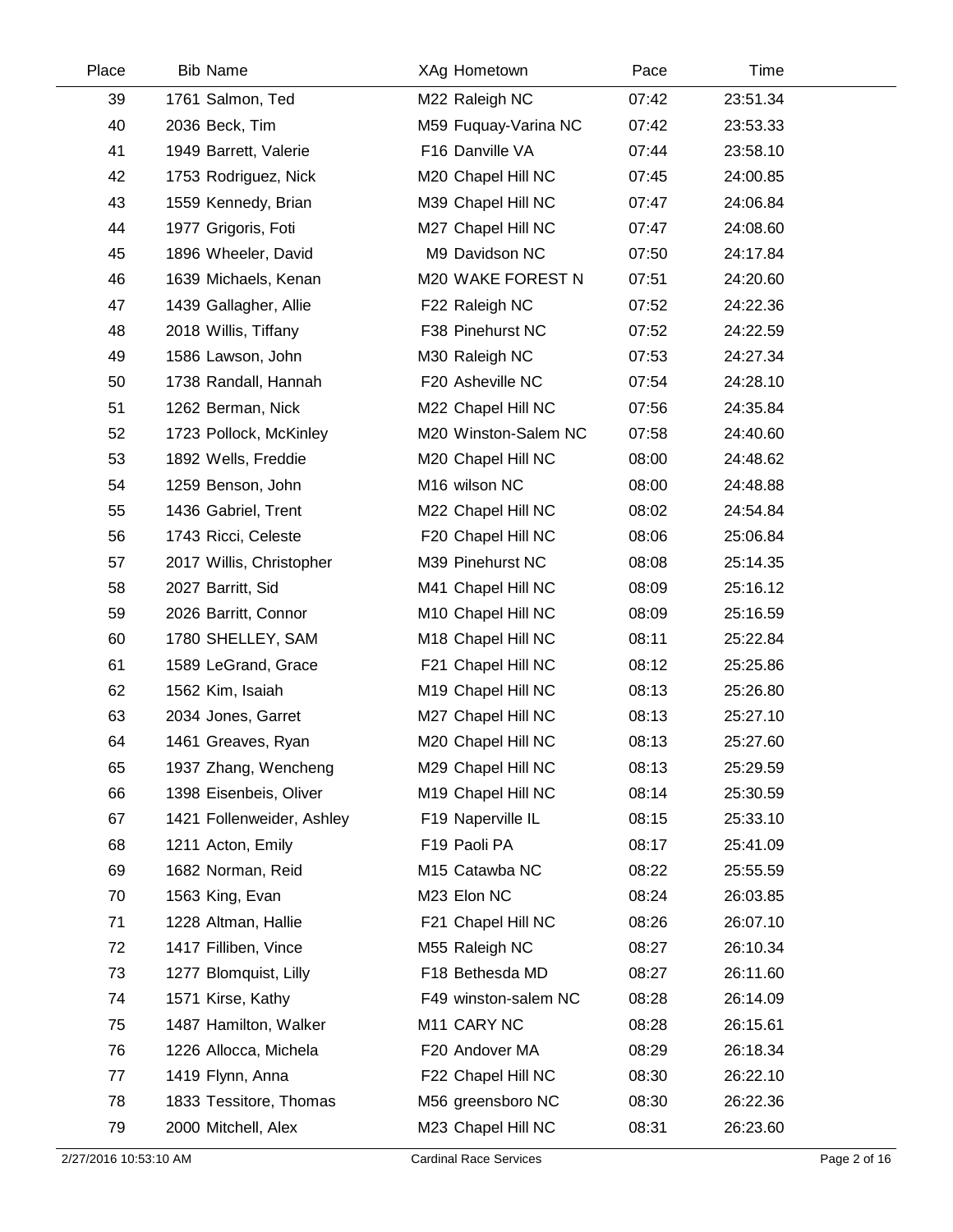| Place | Bib Name | XAg Hometown | Pace | Time |
|---|---|---|---|---|
| 39 | 1761 Salmon, Ted | M22 Raleigh NC | 07:42 | 23:51.34 |
| 40 | 2036 Beck, Tim | M59 Fuquay-Varina NC | 07:42 | 23:53.33 |
| 41 | 1949 Barrett, Valerie | F16 Danville VA | 07:44 | 23:58.10 |
| 42 | 1753 Rodriguez, Nick | M20 Chapel Hill NC | 07:45 | 24:00.85 |
| 43 | 1559 Kennedy, Brian | M39 Chapel Hill NC | 07:47 | 24:06.84 |
| 44 | 1977 Grigoris, Foti | M27 Chapel Hill NC | 07:47 | 24:08.60 |
| 45 | 1896 Wheeler, David | M9 Davidson NC | 07:50 | 24:17.84 |
| 46 | 1639 Michaels, Kenan | M20 WAKE FOREST N | 07:51 | 24:20.60 |
| 47 | 1439 Gallagher, Allie | F22 Raleigh NC | 07:52 | 24:22.36 |
| 48 | 2018 Willis, Tiffany | F38 Pinehurst NC | 07:52 | 24:22.59 |
| 49 | 1586 Lawson, John | M30 Raleigh NC | 07:53 | 24:27.34 |
| 50 | 1738 Randall, Hannah | F20 Asheville NC | 07:54 | 24:28.10 |
| 51 | 1262 Berman, Nick | M22 Chapel Hill NC | 07:56 | 24:35.84 |
| 52 | 1723 Pollock, McKinley | M20 Winston-Salem NC | 07:58 | 24:40.60 |
| 53 | 1892 Wells, Freddie | M20 Chapel Hill NC | 08:00 | 24:48.62 |
| 54 | 1259 Benson, John | M16 wilson NC | 08:00 | 24:48.88 |
| 55 | 1436 Gabriel, Trent | M22 Chapel Hill NC | 08:02 | 24:54.84 |
| 56 | 1743 Ricci, Celeste | F20 Chapel Hill NC | 08:06 | 25:06.84 |
| 57 | 2017 Willis, Christopher | M39 Pinehurst NC | 08:08 | 25:14.35 |
| 58 | 2027 Barritt, Sid | M41 Chapel Hill NC | 08:09 | 25:16.12 |
| 59 | 2026 Barritt, Connor | M10 Chapel Hill NC | 08:09 | 25:16.59 |
| 60 | 1780 SHELLEY, SAM | M18 Chapel Hill NC | 08:11 | 25:22.84 |
| 61 | 1589 LeGrand, Grace | F21 Chapel Hill NC | 08:12 | 25:25.86 |
| 62 | 1562 Kim, Isaiah | M19 Chapel Hill NC | 08:13 | 25:26.80 |
| 63 | 2034 Jones, Garret | M27 Chapel Hill NC | 08:13 | 25:27.10 |
| 64 | 1461 Greaves, Ryan | M20 Chapel Hill NC | 08:13 | 25:27.60 |
| 65 | 1937 Zhang, Wencheng | M29 Chapel Hill NC | 08:13 | 25:29.59 |
| 66 | 1398 Eisenbeis, Oliver | M19 Chapel Hill NC | 08:14 | 25:30.59 |
| 67 | 1421 Follenweider, Ashley | F19 Naperville IL | 08:15 | 25:33.10 |
| 68 | 1211 Acton, Emily | F19 Paoli PA | 08:17 | 25:41.09 |
| 69 | 1682 Norman, Reid | M15 Catawba NC | 08:22 | 25:55.59 |
| 70 | 1563 King, Evan | M23 Elon NC | 08:24 | 26:03.85 |
| 71 | 1228 Altman, Hallie | F21 Chapel Hill NC | 08:26 | 26:07.10 |
| 72 | 1417 Filliben, Vince | M55 Raleigh NC | 08:27 | 26:10.34 |
| 73 | 1277 Blomquist, Lilly | F18 Bethesda MD | 08:27 | 26:11.60 |
| 74 | 1571 Kirse, Kathy | F49 winston-salem NC | 08:28 | 26:14.09 |
| 75 | 1487 Hamilton, Walker | M11 CARY NC | 08:28 | 26:15.61 |
| 76 | 1226 Allocca, Michela | F20 Andover MA | 08:29 | 26:18.34 |
| 77 | 1419 Flynn, Anna | F22 Chapel Hill NC | 08:30 | 26:22.10 |
| 78 | 1833 Tessitore, Thomas | M56 greensboro NC | 08:30 | 26:22.36 |
| 79 | 2000 Mitchell, Alex | M23 Chapel Hill NC | 08:31 | 26:23.60 |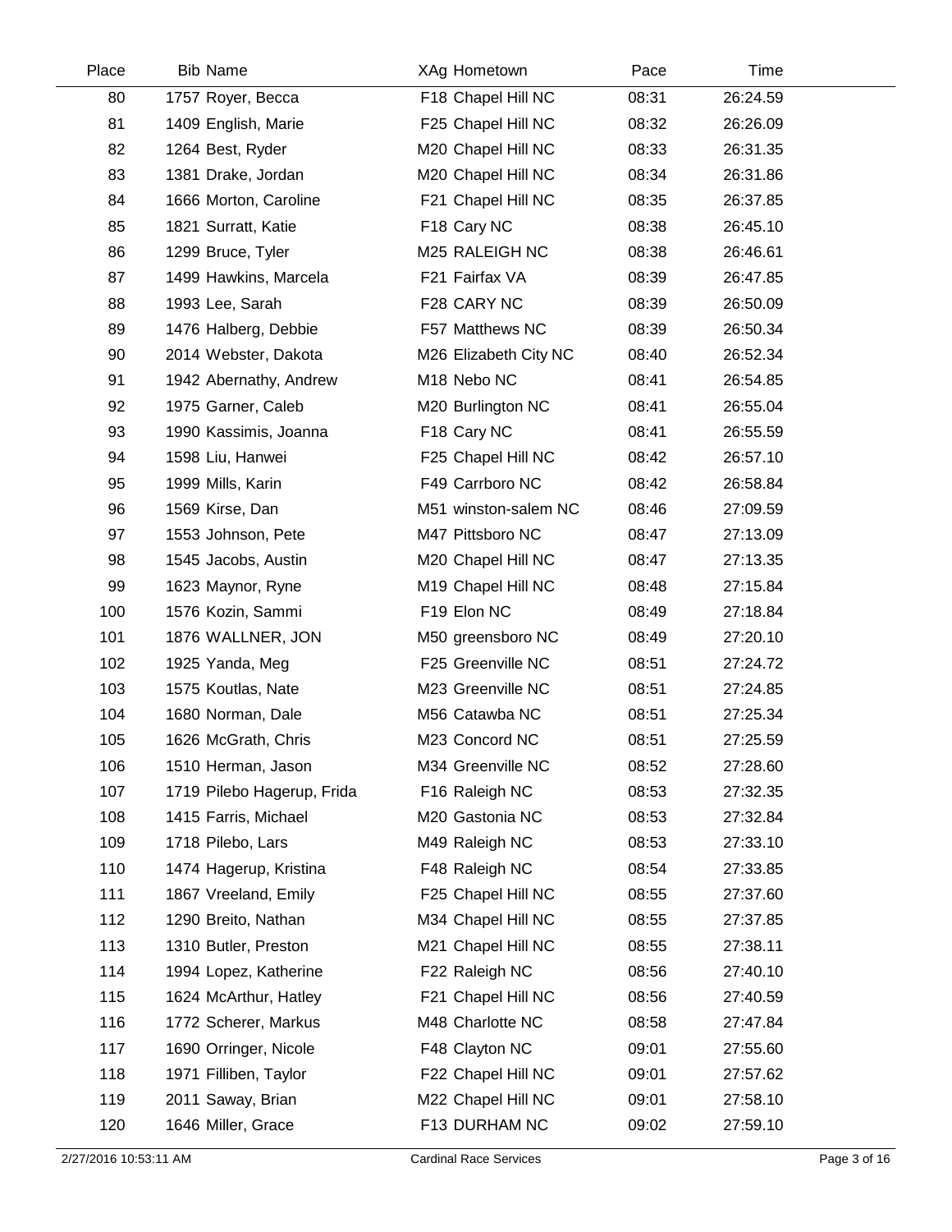| Place | Bib | Name | XAg | Hometown | Pace | Time |
|---|---|---|---|---|---|---|
| 80 | 1757 | Royer, Becca | F18 | Chapel Hill NC | 08:31 | 26:24.59 |
| 81 | 1409 | English, Marie | F25 | Chapel Hill NC | 08:32 | 26:26.09 |
| 82 | 1264 | Best, Ryder | M20 | Chapel Hill NC | 08:33 | 26:31.35 |
| 83 | 1381 | Drake, Jordan | M20 | Chapel Hill NC | 08:34 | 26:31.86 |
| 84 | 1666 | Morton, Caroline | F21 | Chapel Hill NC | 08:35 | 26:37.85 |
| 85 | 1821 | Surratt, Katie | F18 | Cary NC | 08:38 | 26:45.10 |
| 86 | 1299 | Bruce, Tyler | M25 | RALEIGH NC | 08:38 | 26:46.61 |
| 87 | 1499 | Hawkins, Marcela | F21 | Fairfax VA | 08:39 | 26:47.85 |
| 88 | 1993 | Lee, Sarah | F28 | CARY NC | 08:39 | 26:50.09 |
| 89 | 1476 | Halberg, Debbie | F57 | Matthews NC | 08:39 | 26:50.34 |
| 90 | 2014 | Webster, Dakota | M26 | Elizabeth City NC | 08:40 | 26:52.34 |
| 91 | 1942 | Abernathy, Andrew | M18 | Nebo NC | 08:41 | 26:54.85 |
| 92 | 1975 | Garner, Caleb | M20 | Burlington NC | 08:41 | 26:55.04 |
| 93 | 1990 | Kassimis, Joanna | F18 | Cary NC | 08:41 | 26:55.59 |
| 94 | 1598 | Liu, Hanwei | F25 | Chapel Hill NC | 08:42 | 26:57.10 |
| 95 | 1999 | Mills, Karin | F49 | Carrboro NC | 08:42 | 26:58.84 |
| 96 | 1569 | Kirse, Dan | M51 | winston-salem NC | 08:46 | 27:09.59 |
| 97 | 1553 | Johnson, Pete | M47 | Pittsboro NC | 08:47 | 27:13.09 |
| 98 | 1545 | Jacobs, Austin | M20 | Chapel Hill NC | 08:47 | 27:13.35 |
| 99 | 1623 | Maynor, Ryne | M19 | Chapel Hill NC | 08:48 | 27:15.84 |
| 100 | 1576 | Kozin, Sammi | F19 | Elon NC | 08:49 | 27:18.84 |
| 101 | 1876 | WALLNER, JON | M50 | greensboro NC | 08:49 | 27:20.10 |
| 102 | 1925 | Yanda, Meg | F25 | Greenville NC | 08:51 | 27:24.72 |
| 103 | 1575 | Koutlas, Nate | M23 | Greenville NC | 08:51 | 27:24.85 |
| 104 | 1680 | Norman, Dale | M56 | Catawba NC | 08:51 | 27:25.34 |
| 105 | 1626 | McGrath, Chris | M23 | Concord NC | 08:51 | 27:25.59 |
| 106 | 1510 | Herman, Jason | M34 | Greenville NC | 08:52 | 27:28.60 |
| 107 | 1719 | Pilebo Hagerup, Frida | F16 | Raleigh NC | 08:53 | 27:32.35 |
| 108 | 1415 | Farris, Michael | M20 | Gastonia NC | 08:53 | 27:32.84 |
| 109 | 1718 | Pilebo, Lars | M49 | Raleigh NC | 08:53 | 27:33.10 |
| 110 | 1474 | Hagerup, Kristina | F48 | Raleigh NC | 08:54 | 27:33.85 |
| 111 | 1867 | Vreeland, Emily | F25 | Chapel Hill NC | 08:55 | 27:37.60 |
| 112 | 1290 | Breito, Nathan | M34 | Chapel Hill NC | 08:55 | 27:37.85 |
| 113 | 1310 | Butler, Preston | M21 | Chapel Hill NC | 08:55 | 27:38.11 |
| 114 | 1994 | Lopez, Katherine | F22 | Raleigh NC | 08:56 | 27:40.10 |
| 115 | 1624 | McArthur, Hatley | F21 | Chapel Hill NC | 08:56 | 27:40.59 |
| 116 | 1772 | Scherer, Markus | M48 | Charlotte NC | 08:58 | 27:47.84 |
| 117 | 1690 | Orringer, Nicole | F48 | Clayton NC | 09:01 | 27:55.60 |
| 118 | 1971 | Filliben, Taylor | F22 | Chapel Hill NC | 09:01 | 27:57.62 |
| 119 | 2011 | Saway, Brian | M22 | Chapel Hill NC | 09:01 | 27:58.10 |
| 120 | 1646 | Miller, Grace | F13 | DURHAM NC | 09:02 | 27:59.10 |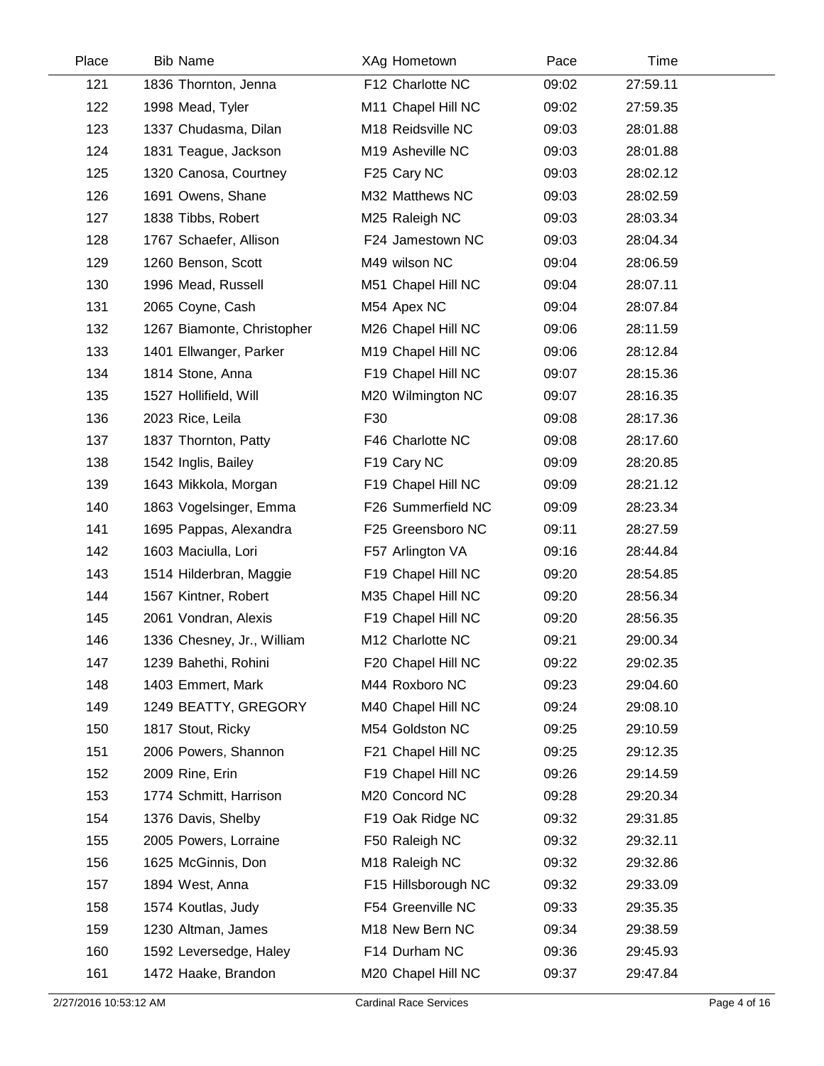| Place | Bib | Name | XAg | Hometown | Pace | Time |
|---|---|---|---|---|---|---|
| 121 | 1836 | Thornton, Jenna | F12 | Charlotte NC | 09:02 | 27:59.11 |
| 122 | 1998 | Mead, Tyler | M11 | Chapel Hill NC | 09:02 | 27:59.35 |
| 123 | 1337 | Chudasma, Dilan | M18 | Reidsville NC | 09:03 | 28:01.88 |
| 124 | 1831 | Teague, Jackson | M19 | Asheville NC | 09:03 | 28:01.88 |
| 125 | 1320 | Canosa, Courtney | F25 | Cary NC | 09:03 | 28:02.12 |
| 126 | 1691 | Owens, Shane | M32 | Matthews NC | 09:03 | 28:02.59 |
| 127 | 1838 | Tibbs, Robert | M25 | Raleigh NC | 09:03 | 28:03.34 |
| 128 | 1767 | Schaefer, Allison | F24 | Jamestown NC | 09:03 | 28:04.34 |
| 129 | 1260 | Benson, Scott | M49 | wilson NC | 09:04 | 28:06.59 |
| 130 | 1996 | Mead, Russell | M51 | Chapel Hill NC | 09:04 | 28:07.11 |
| 131 | 2065 | Coyne, Cash | M54 | Apex NC | 09:04 | 28:07.84 |
| 132 | 1267 | Biamonte, Christopher | M26 | Chapel Hill NC | 09:06 | 28:11.59 |
| 133 | 1401 | Ellwanger, Parker | M19 | Chapel Hill NC | 09:06 | 28:12.84 |
| 134 | 1814 | Stone, Anna | F19 | Chapel Hill NC | 09:07 | 28:15.36 |
| 135 | 1527 | Hollifield, Will | M20 | Wilmington NC | 09:07 | 28:16.35 |
| 136 | 2023 | Rice, Leila | F30 | | 09:08 | 28:17.36 |
| 137 | 1837 | Thornton, Patty | F46 | Charlotte NC | 09:08 | 28:17.60 |
| 138 | 1542 | Inglis, Bailey | F19 | Cary NC | 09:09 | 28:20.85 |
| 139 | 1643 | Mikkola, Morgan | F19 | Chapel Hill NC | 09:09 | 28:21.12 |
| 140 | 1863 | Vogelsinger, Emma | F26 | Summerfield NC | 09:09 | 28:23.34 |
| 141 | 1695 | Pappas, Alexandra | F25 | Greensboro NC | 09:11 | 28:27.59 |
| 142 | 1603 | Maciulla, Lori | F57 | Arlington VA | 09:16 | 28:44.84 |
| 143 | 1514 | Hilderbran, Maggie | F19 | Chapel Hill NC | 09:20 | 28:54.85 |
| 144 | 1567 | Kintner, Robert | M35 | Chapel Hill NC | 09:20 | 28:56.34 |
| 145 | 2061 | Vondran, Alexis | F19 | Chapel Hill NC | 09:20 | 28:56.35 |
| 146 | 1336 | Chesney, Jr., William | M12 | Charlotte NC | 09:21 | 29:00.34 |
| 147 | 1239 | Bahethi, Rohini | F20 | Chapel Hill NC | 09:22 | 29:02.35 |
| 148 | 1403 | Emmert, Mark | M44 | Roxboro NC | 09:23 | 29:04.60 |
| 149 | 1249 | BEATTY, GREGORY | M40 | Chapel Hill NC | 09:24 | 29:08.10 |
| 150 | 1817 | Stout, Ricky | M54 | Goldston NC | 09:25 | 29:10.59 |
| 151 | 2006 | Powers, Shannon | F21 | Chapel Hill NC | 09:25 | 29:12.35 |
| 152 | 2009 | Rine, Erin | F19 | Chapel Hill NC | 09:26 | 29:14.59 |
| 153 | 1774 | Schmitt, Harrison | M20 | Concord NC | 09:28 | 29:20.34 |
| 154 | 1376 | Davis, Shelby | F19 | Oak Ridge NC | 09:32 | 29:31.85 |
| 155 | 2005 | Powers, Lorraine | F50 | Raleigh NC | 09:32 | 29:32.11 |
| 156 | 1625 | McGinnis, Don | M18 | Raleigh NC | 09:32 | 29:32.86 |
| 157 | 1894 | West, Anna | F15 | Hillsborough NC | 09:32 | 29:33.09 |
| 158 | 1574 | Koutlas, Judy | F54 | Greenville NC | 09:33 | 29:35.35 |
| 159 | 1230 | Altman, James | M18 | New Bern NC | 09:34 | 29:38.59 |
| 160 | 1592 | Leversedge, Haley | F14 | Durham NC | 09:36 | 29:45.93 |
| 161 | 1472 | Haake, Brandon | M20 | Chapel Hill NC | 09:37 | 29:47.84 |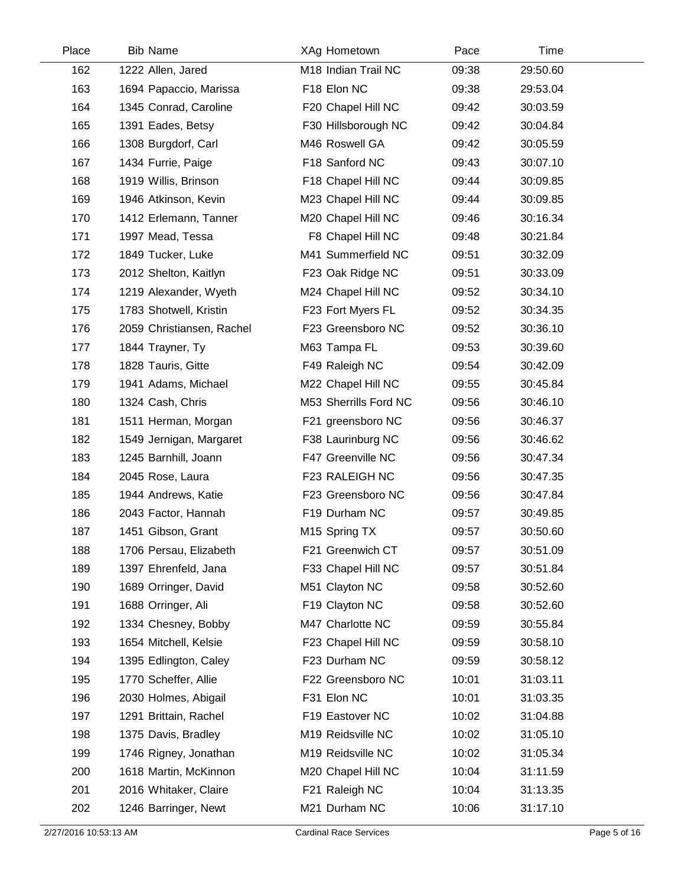| Place | Bib | Name | XAg | Hometown | Pace | Time |
|---|---|---|---|---|---|---|
| 162 | 1222 | Allen, Jared | M18 | Indian Trail NC | 09:38 | 29:50.60 |
| 163 | 1694 | Papaccio, Marissa | F18 | Elon NC | 09:38 | 29:53.04 |
| 164 | 1345 | Conrad, Caroline | F20 | Chapel Hill NC | 09:42 | 30:03.59 |
| 165 | 1391 | Eades, Betsy | F30 | Hillsborough NC | 09:42 | 30:04.84 |
| 166 | 1308 | Burgdorf, Carl | M46 | Roswell GA | 09:42 | 30:05.59 |
| 167 | 1434 | Furrie, Paige | F18 | Sanford NC | 09:43 | 30:07.10 |
| 168 | 1919 | Willis, Brinson | F18 | Chapel Hill NC | 09:44 | 30:09.85 |
| 169 | 1946 | Atkinson, Kevin | M23 | Chapel Hill NC | 09:44 | 30:09.85 |
| 170 | 1412 | Erlemann, Tanner | M20 | Chapel Hill NC | 09:46 | 30:16.34 |
| 171 | 1997 | Mead, Tessa | F8 | Chapel Hill NC | 09:48 | 30:21.84 |
| 172 | 1849 | Tucker, Luke | M41 | Summerfield NC | 09:51 | 30:32.09 |
| 173 | 2012 | Shelton, Kaitlyn | F23 | Oak Ridge NC | 09:51 | 30:33.09 |
| 174 | 1219 | Alexander, Wyeth | M24 | Chapel Hill NC | 09:52 | 30:34.10 |
| 175 | 1783 | Shotwell, Kristin | F23 | Fort Myers FL | 09:52 | 30:34.35 |
| 176 | 2059 | Christiansen, Rachel | F23 | Greensboro NC | 09:52 | 30:36.10 |
| 177 | 1844 | Trayner, Ty | M63 | Tampa FL | 09:53 | 30:39.60 |
| 178 | 1828 | Tauris, Gitte | F49 | Raleigh NC | 09:54 | 30:42.09 |
| 179 | 1941 | Adams, Michael | M22 | Chapel Hill NC | 09:55 | 30:45.84 |
| 180 | 1324 | Cash, Chris | M53 | Sherrills Ford NC | 09:56 | 30:46.10 |
| 181 | 1511 | Herman, Morgan | F21 | greensboro NC | 09:56 | 30:46.37 |
| 182 | 1549 | Jernigan, Margaret | F38 | Laurinburg NC | 09:56 | 30:46.62 |
| 183 | 1245 | Barnhill, Joann | F47 | Greenville NC | 09:56 | 30:47.34 |
| 184 | 2045 | Rose, Laura | F23 | RALEIGH NC | 09:56 | 30:47.35 |
| 185 | 1944 | Andrews, Katie | F23 | Greensboro NC | 09:56 | 30:47.84 |
| 186 | 2043 | Factor, Hannah | F19 | Durham NC | 09:57 | 30:49.85 |
| 187 | 1451 | Gibson, Grant | M15 | Spring TX | 09:57 | 30:50.60 |
| 188 | 1706 | Persau, Elizabeth | F21 | Greenwich CT | 09:57 | 30:51.09 |
| 189 | 1397 | Ehrenfeld, Jana | F33 | Chapel Hill NC | 09:57 | 30:51.84 |
| 190 | 1689 | Orringer, David | M51 | Clayton NC | 09:58 | 30:52.60 |
| 191 | 1688 | Orringer, Ali | F19 | Clayton NC | 09:58 | 30:52.60 |
| 192 | 1334 | Chesney, Bobby | M47 | Charlotte NC | 09:59 | 30:55.84 |
| 193 | 1654 | Mitchell, Kelsie | F23 | Chapel Hill NC | 09:59 | 30:58.10 |
| 194 | 1395 | Edlington, Caley | F23 | Durham NC | 09:59 | 30:58.12 |
| 195 | 1770 | Scheffer, Allie | F22 | Greensboro NC | 10:01 | 31:03.11 |
| 196 | 2030 | Holmes, Abigail | F31 | Elon NC | 10:01 | 31:03.35 |
| 197 | 1291 | Brittain, Rachel | F19 | Eastover NC | 10:02 | 31:04.88 |
| 198 | 1375 | Davis, Bradley | M19 | Reidsville NC | 10:02 | 31:05.10 |
| 199 | 1746 | Rigney, Jonathan | M19 | Reidsville NC | 10:02 | 31:05.34 |
| 200 | 1618 | Martin, McKinnon | M20 | Chapel Hill NC | 10:04 | 31:11.59 |
| 201 | 2016 | Whitaker, Claire | F21 | Raleigh NC | 10:04 | 31:13.35 |
| 202 | 1246 | Barringer, Newt | M21 | Durham NC | 10:06 | 31:17.10 |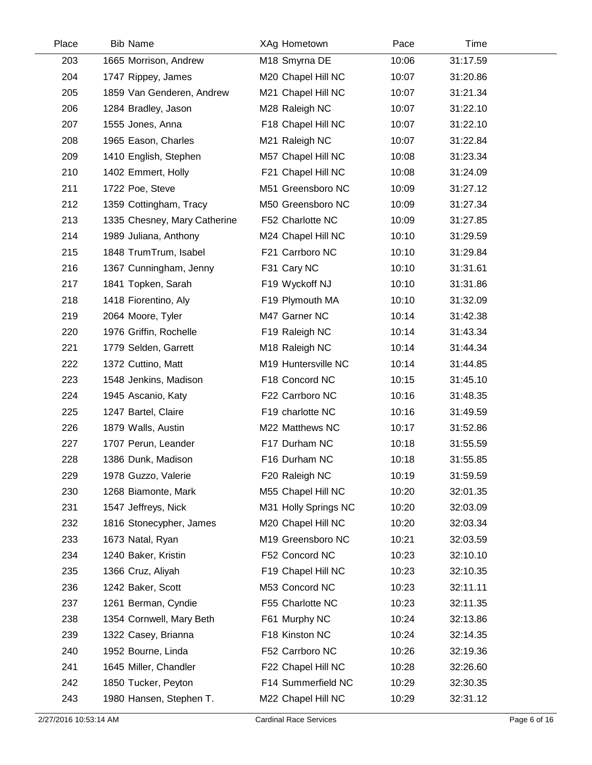| Place | Bib | Name | XAg | Hometown | Pace | Time |
|---|---|---|---|---|---|---|
| 203 | 1665 | Morrison, Andrew | M18 | Smyrna DE | 10:06 | 31:17.59 |
| 204 | 1747 | Rippey, James | M20 | Chapel Hill NC | 10:07 | 31:20.86 |
| 205 | 1859 | Van Genderen, Andrew | M21 | Chapel Hill NC | 10:07 | 31:21.34 |
| 206 | 1284 | Bradley, Jason | M28 | Raleigh NC | 10:07 | 31:22.10 |
| 207 | 1555 | Jones, Anna | F18 | Chapel Hill NC | 10:07 | 31:22.10 |
| 208 | 1965 | Eason, Charles | M21 | Raleigh NC | 10:07 | 31:22.84 |
| 209 | 1410 | English, Stephen | M57 | Chapel Hill NC | 10:08 | 31:23.34 |
| 210 | 1402 | Emmert, Holly | F21 | Chapel Hill NC | 10:08 | 31:24.09 |
| 211 | 1722 | Poe, Steve | M51 | Greensboro NC | 10:09 | 31:27.12 |
| 212 | 1359 | Cottingham, Tracy | M50 | Greensboro NC | 10:09 | 31:27.34 |
| 213 | 1335 | Chesney, Mary Catherine | F52 | Charlotte NC | 10:09 | 31:27.85 |
| 214 | 1989 | Juliana, Anthony | M24 | Chapel Hill NC | 10:10 | 31:29.59 |
| 215 | 1848 | TrumTrum, Isabel | F21 | Carrboro NC | 10:10 | 31:29.84 |
| 216 | 1367 | Cunningham, Jenny | F31 | Cary NC | 10:10 | 31:31.61 |
| 217 | 1841 | Topken, Sarah | F19 | Wyckoff NJ | 10:10 | 31:31.86 |
| 218 | 1418 | Fiorentino, Aly | F19 | Plymouth MA | 10:10 | 31:32.09 |
| 219 | 2064 | Moore, Tyler | M47 | Garner NC | 10:14 | 31:42.38 |
| 220 | 1976 | Griffin, Rochelle | F19 | Raleigh NC | 10:14 | 31:43.34 |
| 221 | 1779 | Selden, Garrett | M18 | Raleigh NC | 10:14 | 31:44.34 |
| 222 | 1372 | Cuttino, Matt | M19 | Huntersville NC | 10:14 | 31:44.85 |
| 223 | 1548 | Jenkins, Madison | F18 | Concord NC | 10:15 | 31:45.10 |
| 224 | 1945 | Ascanio, Katy | F22 | Carrboro NC | 10:16 | 31:48.35 |
| 225 | 1247 | Bartel, Claire | F19 | charlotte NC | 10:16 | 31:49.59 |
| 226 | 1879 | Walls, Austin | M22 | Matthews NC | 10:17 | 31:52.86 |
| 227 | 1707 | Perun, Leander | F17 | Durham NC | 10:18 | 31:55.59 |
| 228 | 1386 | Dunk, Madison | F16 | Durham NC | 10:18 | 31:55.85 |
| 229 | 1978 | Guzzo, Valerie | F20 | Raleigh NC | 10:19 | 31:59.59 |
| 230 | 1268 | Biamonte, Mark | M55 | Chapel Hill NC | 10:20 | 32:01.35 |
| 231 | 1547 | Jeffreys, Nick | M31 | Holly Springs NC | 10:20 | 32:03.09 |
| 232 | 1816 | Stonecypher, James | M20 | Chapel Hill NC | 10:20 | 32:03.34 |
| 233 | 1673 | Natal, Ryan | M19 | Greensboro NC | 10:21 | 32:03.59 |
| 234 | 1240 | Baker, Kristin | F52 | Concord NC | 10:23 | 32:10.10 |
| 235 | 1366 | Cruz, Aliyah | F19 | Chapel Hill NC | 10:23 | 32:10.35 |
| 236 | 1242 | Baker, Scott | M53 | Concord NC | 10:23 | 32:11.11 |
| 237 | 1261 | Berman, Cyndie | F55 | Charlotte NC | 10:23 | 32:11.35 |
| 238 | 1354 | Cornwell, Mary Beth | F61 | Murphy NC | 10:24 | 32:13.86 |
| 239 | 1322 | Casey, Brianna | F18 | Kinston NC | 10:24 | 32:14.35 |
| 240 | 1952 | Bourne, Linda | F52 | Carrboro NC | 10:26 | 32:19.36 |
| 241 | 1645 | Miller, Chandler | F22 | Chapel Hill NC | 10:28 | 32:26.60 |
| 242 | 1850 | Tucker, Peyton | F14 | Summerfield NC | 10:29 | 32:30.35 |
| 243 | 1980 | Hansen, Stephen T. | M22 | Chapel Hill NC | 10:29 | 32:31.12 |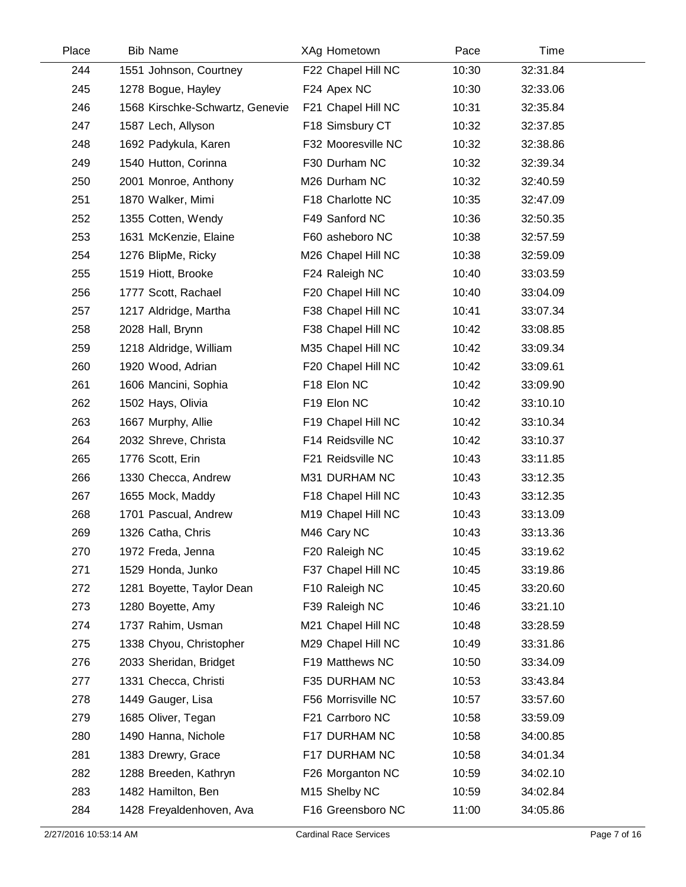| Place | Bib | Name | XAg | Hometown | Pace | Time |
|---|---|---|---|---|---|---|
| 244 | 1551 | Johnson, Courtney | F22 | Chapel Hill NC | 10:30 | 32:31.84 |
| 245 | 1278 | Bogue, Hayley | F24 | Apex NC | 10:30 | 32:33.06 |
| 246 | 1568 | Kirschke-Schwartz, Genevie | F21 | Chapel Hill NC | 10:31 | 32:35.84 |
| 247 | 1587 | Lech, Allyson | F18 | Simsbury CT | 10:32 | 32:37.85 |
| 248 | 1692 | Padykula, Karen | F32 | Mooresville NC | 10:32 | 32:38.86 |
| 249 | 1540 | Hutton, Corinna | F30 | Durham NC | 10:32 | 32:39.34 |
| 250 | 2001 | Monroe, Anthony | M26 | Durham NC | 10:32 | 32:40.59 |
| 251 | 1870 | Walker, Mimi | F18 | Charlotte NC | 10:35 | 32:47.09 |
| 252 | 1355 | Cotten, Wendy | F49 | Sanford NC | 10:36 | 32:50.35 |
| 253 | 1631 | McKenzie, Elaine | F60 | asheboro NC | 10:38 | 32:57.59 |
| 254 | 1276 | BlipMe, Ricky | M26 | Chapel Hill NC | 10:38 | 32:59.09 |
| 255 | 1519 | Hiott, Brooke | F24 | Raleigh NC | 10:40 | 33:03.59 |
| 256 | 1777 | Scott, Rachael | F20 | Chapel Hill NC | 10:40 | 33:04.09 |
| 257 | 1217 | Aldridge, Martha | F38 | Chapel Hill NC | 10:41 | 33:07.34 |
| 258 | 2028 | Hall, Brynn | F38 | Chapel Hill NC | 10:42 | 33:08.85 |
| 259 | 1218 | Aldridge, William | M35 | Chapel Hill NC | 10:42 | 33:09.34 |
| 260 | 1920 | Wood, Adrian | F20 | Chapel Hill NC | 10:42 | 33:09.61 |
| 261 | 1606 | Mancini, Sophia | F18 | Elon NC | 10:42 | 33:09.90 |
| 262 | 1502 | Hays, Olivia | F19 | Elon NC | 10:42 | 33:10.10 |
| 263 | 1667 | Murphy, Allie | F19 | Chapel Hill NC | 10:42 | 33:10.34 |
| 264 | 2032 | Shreve, Christa | F14 | Reidsville NC | 10:42 | 33:10.37 |
| 265 | 1776 | Scott, Erin | F21 | Reidsville NC | 10:43 | 33:11.85 |
| 266 | 1330 | Checca, Andrew | M31 | DURHAM NC | 10:43 | 33:12.35 |
| 267 | 1655 | Mock, Maddy | F18 | Chapel Hill NC | 10:43 | 33:12.35 |
| 268 | 1701 | Pascual, Andrew | M19 | Chapel Hill NC | 10:43 | 33:13.09 |
| 269 | 1326 | Catha, Chris | M46 | Cary NC | 10:43 | 33:13.36 |
| 270 | 1972 | Freda, Jenna | F20 | Raleigh NC | 10:45 | 33:19.62 |
| 271 | 1529 | Honda, Junko | F37 | Chapel Hill NC | 10:45 | 33:19.86 |
| 272 | 1281 | Boyette, Taylor Dean | F10 | Raleigh NC | 10:45 | 33:20.60 |
| 273 | 1280 | Boyette, Amy | F39 | Raleigh NC | 10:46 | 33:21.10 |
| 274 | 1737 | Rahim, Usman | M21 | Chapel Hill NC | 10:48 | 33:28.59 |
| 275 | 1338 | Chyou, Christopher | M29 | Chapel Hill NC | 10:49 | 33:31.86 |
| 276 | 2033 | Sheridan, Bridget | F19 | Matthews NC | 10:50 | 33:34.09 |
| 277 | 1331 | Checca, Christi | F35 | DURHAM NC | 10:53 | 33:43.84 |
| 278 | 1449 | Gauger, Lisa | F56 | Morrisville NC | 10:57 | 33:57.60 |
| 279 | 1685 | Oliver, Tegan | F21 | Carrboro NC | 10:58 | 33:59.09 |
| 280 | 1490 | Hanna, Nichole | F17 | DURHAM NC | 10:58 | 34:00.85 |
| 281 | 1383 | Drewry, Grace | F17 | DURHAM NC | 10:58 | 34:01.34 |
| 282 | 1288 | Breeden, Kathryn | F26 | Morganton NC | 10:59 | 34:02.10 |
| 283 | 1482 | Hamilton, Ben | M15 | Shelby NC | 10:59 | 34:02.84 |
| 284 | 1428 | Freyaldenhoven, Ava | F16 | Greensboro NC | 11:00 | 34:05.86 |

2/27/2016 10:53:14 AM Cardinal Race Services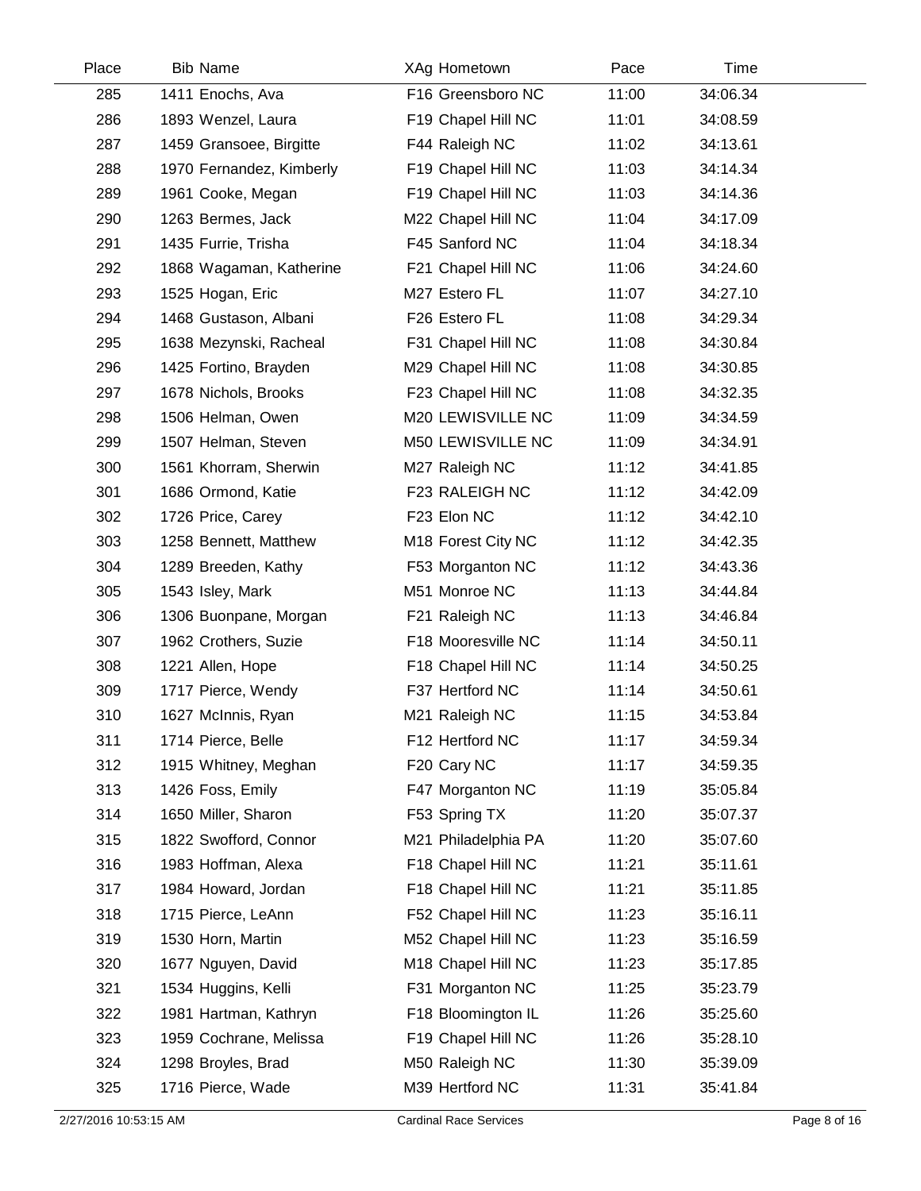| Place | Bib | Name | XAg | Hometown | Pace | Time |
|---|---|---|---|---|---|---|
| 285 | 1411 | Enochs, Ava | F16 | Greensboro NC | 11:00 | 34:06.34 |
| 286 | 1893 | Wenzel, Laura | F19 | Chapel Hill NC | 11:01 | 34:08.59 |
| 287 | 1459 | Gransoee, Birgitte | F44 | Raleigh NC | 11:02 | 34:13.61 |
| 288 | 1970 | Fernandez, Kimberly | F19 | Chapel Hill NC | 11:03 | 34:14.34 |
| 289 | 1961 | Cooke, Megan | F19 | Chapel Hill NC | 11:03 | 34:14.36 |
| 290 | 1263 | Bermes, Jack | M22 | Chapel Hill NC | 11:04 | 34:17.09 |
| 291 | 1435 | Furrie, Trisha | F45 | Sanford NC | 11:04 | 34:18.34 |
| 292 | 1868 | Wagaman, Katherine | F21 | Chapel Hill NC | 11:06 | 34:24.60 |
| 293 | 1525 | Hogan, Eric | M27 | Estero FL | 11:07 | 34:27.10 |
| 294 | 1468 | Gustason, Albani | F26 | Estero FL | 11:08 | 34:29.34 |
| 295 | 1638 | Mezynski, Racheal | F31 | Chapel Hill NC | 11:08 | 34:30.84 |
| 296 | 1425 | Fortino, Brayden | M29 | Chapel Hill NC | 11:08 | 34:30.85 |
| 297 | 1678 | Nichols, Brooks | F23 | Chapel Hill NC | 11:08 | 34:32.35 |
| 298 | 1506 | Helman, Owen | M20 | LEWISVILLE NC | 11:09 | 34:34.59 |
| 299 | 1507 | Helman, Steven | M50 | LEWISVILLE NC | 11:09 | 34:34.91 |
| 300 | 1561 | Khorram, Sherwin | M27 | Raleigh NC | 11:12 | 34:41.85 |
| 301 | 1686 | Ormond, Katie | F23 | RALEIGH NC | 11:12 | 34:42.09 |
| 302 | 1726 | Price, Carey | F23 | Elon NC | 11:12 | 34:42.10 |
| 303 | 1258 | Bennett, Matthew | M18 | Forest City NC | 11:12 | 34:42.35 |
| 304 | 1289 | Breeden, Kathy | F53 | Morganton NC | 11:12 | 34:43.36 |
| 305 | 1543 | Isley, Mark | M51 | Monroe NC | 11:13 | 34:44.84 |
| 306 | 1306 | Buonpane, Morgan | F21 | Raleigh NC | 11:13 | 34:46.84 |
| 307 | 1962 | Crothers, Suzie | F18 | Mooresville NC | 11:14 | 34:50.11 |
| 308 | 1221 | Allen, Hope | F18 | Chapel Hill NC | 11:14 | 34:50.25 |
| 309 | 1717 | Pierce, Wendy | F37 | Hertford NC | 11:14 | 34:50.61 |
| 310 | 1627 | McInnis, Ryan | M21 | Raleigh NC | 11:15 | 34:53.84 |
| 311 | 1714 | Pierce, Belle | F12 | Hertford NC | 11:17 | 34:59.34 |
| 312 | 1915 | Whitney, Meghan | F20 | Cary NC | 11:17 | 34:59.35 |
| 313 | 1426 | Foss, Emily | F47 | Morganton NC | 11:19 | 35:05.84 |
| 314 | 1650 | Miller, Sharon | F53 | Spring TX | 11:20 | 35:07.37 |
| 315 | 1822 | Swofford, Connor | M21 | Philadelphia PA | 11:20 | 35:07.60 |
| 316 | 1983 | Hoffman, Alexa | F18 | Chapel Hill NC | 11:21 | 35:11.61 |
| 317 | 1984 | Howard, Jordan | F18 | Chapel Hill NC | 11:21 | 35:11.85 |
| 318 | 1715 | Pierce, LeAnn | F52 | Chapel Hill NC | 11:23 | 35:16.11 |
| 319 | 1530 | Horn, Martin | M52 | Chapel Hill NC | 11:23 | 35:16.59 |
| 320 | 1677 | Nguyen, David | M18 | Chapel Hill NC | 11:23 | 35:17.85 |
| 321 | 1534 | Huggins, Kelli | F31 | Morganton NC | 11:25 | 35:23.79 |
| 322 | 1981 | Hartman, Kathryn | F18 | Bloomington IL | 11:26 | 35:25.60 |
| 323 | 1959 | Cochrane, Melissa | F19 | Chapel Hill NC | 11:26 | 35:28.10 |
| 324 | 1298 | Broyles, Brad | M50 | Raleigh NC | 11:30 | 35:39.09 |
| 325 | 1716 | Pierce, Wade | M39 | Hertford NC | 11:31 | 35:41.84 |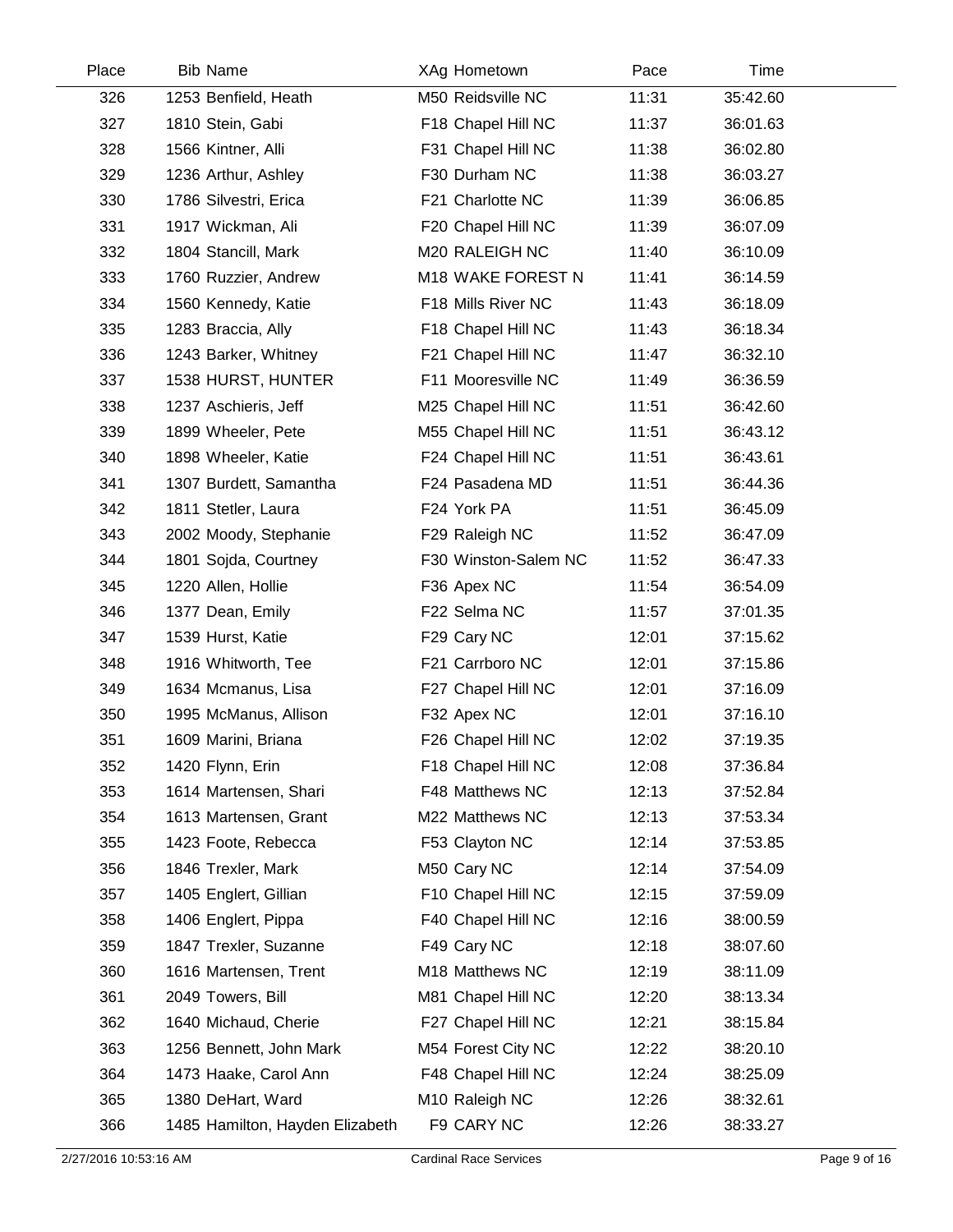| Place | Bib | Name | XAg | Hometown | Pace | Time |
|---|---|---|---|---|---|---|
| 326 | 1253 | Benfield, Heath | M50 | Reidsville NC | 11:31 | 35:42.60 |
| 327 | 1810 | Stein, Gabi | F18 | Chapel Hill NC | 11:37 | 36:01.63 |
| 328 | 1566 | Kintner, Alli | F31 | Chapel Hill NC | 11:38 | 36:02.80 |
| 329 | 1236 | Arthur, Ashley | F30 | Durham NC | 11:38 | 36:03.27 |
| 330 | 1786 | Silvestri, Erica | F21 | Charlotte NC | 11:39 | 36:06.85 |
| 331 | 1917 | Wickman, Ali | F20 | Chapel Hill NC | 11:39 | 36:07.09 |
| 332 | 1804 | Stancill, Mark | M20 | RALEIGH NC | 11:40 | 36:10.09 |
| 333 | 1760 | Ruzzier, Andrew | M18 | WAKE FOREST N | 11:41 | 36:14.59 |
| 334 | 1560 | Kennedy, Katie | F18 | Mills River NC | 11:43 | 36:18.09 |
| 335 | 1283 | Braccia, Ally | F18 | Chapel Hill NC | 11:43 | 36:18.34 |
| 336 | 1243 | Barker, Whitney | F21 | Chapel Hill NC | 11:47 | 36:32.10 |
| 337 | 1538 | HURST, HUNTER | F11 | Mooresville NC | 11:49 | 36:36.59 |
| 338 | 1237 | Aschieris, Jeff | M25 | Chapel Hill NC | 11:51 | 36:42.60 |
| 339 | 1899 | Wheeler, Pete | M55 | Chapel Hill NC | 11:51 | 36:43.12 |
| 340 | 1898 | Wheeler, Katie | F24 | Chapel Hill NC | 11:51 | 36:43.61 |
| 341 | 1307 | Burdett, Samantha | F24 | Pasadena MD | 11:51 | 36:44.36 |
| 342 | 1811 | Stetler, Laura | F24 | York PA | 11:51 | 36:45.09 |
| 343 | 2002 | Moody, Stephanie | F29 | Raleigh NC | 11:52 | 36:47.09 |
| 344 | 1801 | Sojda, Courtney | F30 | Winston-Salem NC | 11:52 | 36:47.33 |
| 345 | 1220 | Allen, Hollie | F36 | Apex NC | 11:54 | 36:54.09 |
| 346 | 1377 | Dean, Emily | F22 | Selma NC | 11:57 | 37:01.35 |
| 347 | 1539 | Hurst, Katie | F29 | Cary NC | 12:01 | 37:15.62 |
| 348 | 1916 | Whitworth, Tee | F21 | Carrboro NC | 12:01 | 37:15.86 |
| 349 | 1634 | Mcmanus, Lisa | F27 | Chapel Hill NC | 12:01 | 37:16.09 |
| 350 | 1995 | McManus, Allison | F32 | Apex NC | 12:01 | 37:16.10 |
| 351 | 1609 | Marini, Briana | F26 | Chapel Hill NC | 12:02 | 37:19.35 |
| 352 | 1420 | Flynn, Erin | F18 | Chapel Hill NC | 12:08 | 37:36.84 |
| 353 | 1614 | Martensen, Shari | F48 | Matthews NC | 12:13 | 37:52.84 |
| 354 | 1613 | Martensen, Grant | M22 | Matthews NC | 12:13 | 37:53.34 |
| 355 | 1423 | Foote, Rebecca | F53 | Clayton NC | 12:14 | 37:53.85 |
| 356 | 1846 | Trexler, Mark | M50 | Cary NC | 12:14 | 37:54.09 |
| 357 | 1405 | Englert, Gillian | F10 | Chapel Hill NC | 12:15 | 37:59.09 |
| 358 | 1406 | Englert, Pippa | F40 | Chapel Hill NC | 12:16 | 38:00.59 |
| 359 | 1847 | Trexler, Suzanne | F49 | Cary NC | 12:18 | 38:07.60 |
| 360 | 1616 | Martensen, Trent | M18 | Matthews NC | 12:19 | 38:11.09 |
| 361 | 2049 | Towers, Bill | M81 | Chapel Hill NC | 12:20 | 38:13.34 |
| 362 | 1640 | Michaud, Cherie | F27 | Chapel Hill NC | 12:21 | 38:15.84 |
| 363 | 1256 | Bennett, John Mark | M54 | Forest City NC | 12:22 | 38:20.10 |
| 364 | 1473 | Haake, Carol Ann | F48 | Chapel Hill NC | 12:24 | 38:25.09 |
| 365 | 1380 | DeHart, Ward | M10 | Raleigh NC | 12:26 | 38:32.61 |
| 366 | 1485 | Hamilton, Hayden Elizabeth | F9 | CARY NC | 12:26 | 38:33.27 |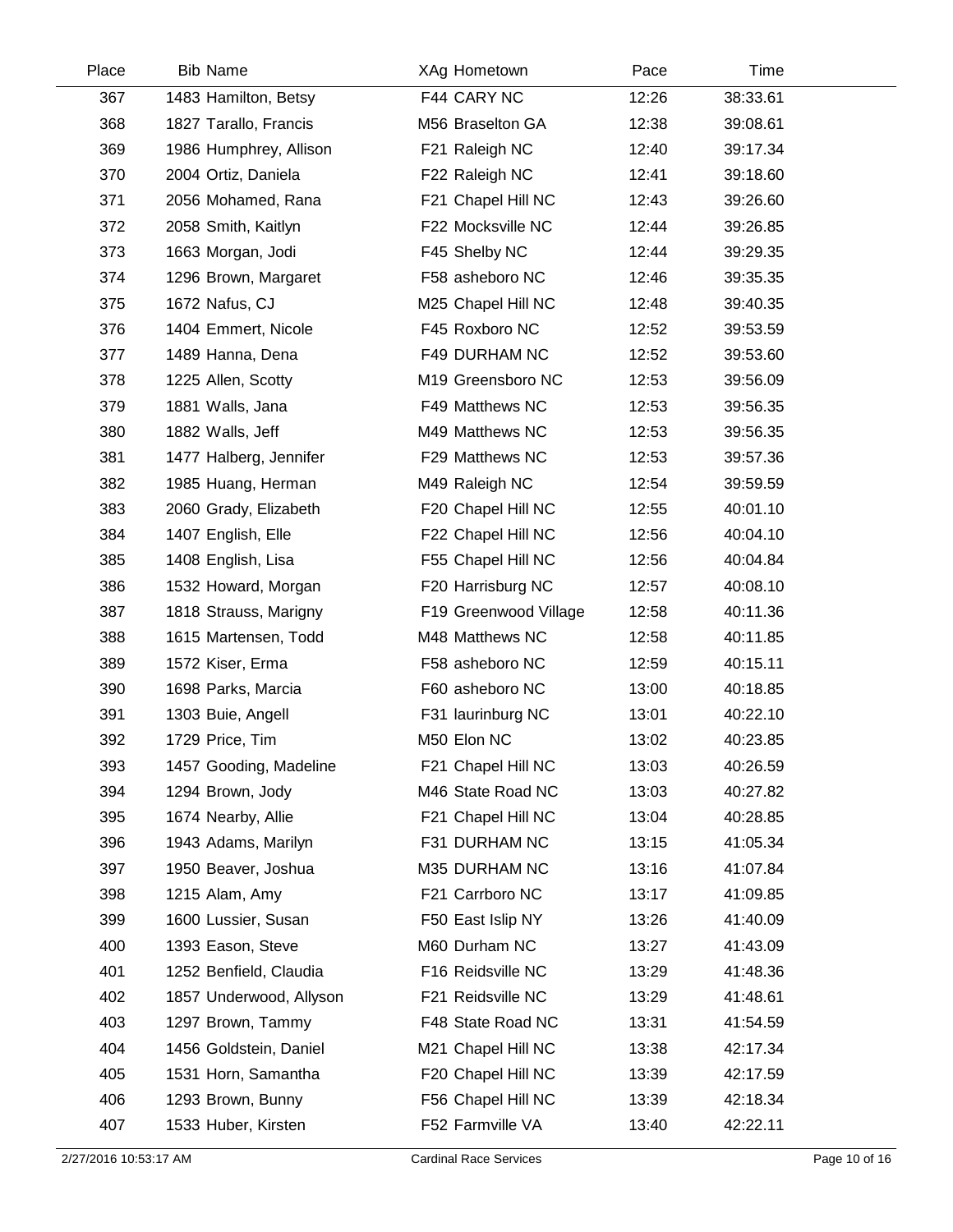| Place | Bib | Name | XAg | Hometown | Pace | Time |
|---|---|---|---|---|---|---|
| 367 | 1483 | Hamilton, Betsy | F44 | CARY NC | 12:26 | 38:33.61 |
| 368 | 1827 | Tarallo, Francis | M56 | Braselton GA | 12:38 | 39:08.61 |
| 369 | 1986 | Humphrey, Allison | F21 | Raleigh NC | 12:40 | 39:17.34 |
| 370 | 2004 | Ortiz, Daniela | F22 | Raleigh NC | 12:41 | 39:18.60 |
| 371 | 2056 | Mohamed, Rana | F21 | Chapel Hill NC | 12:43 | 39:26.60 |
| 372 | 2058 | Smith, Kaitlyn | F22 | Mocksville NC | 12:44 | 39:26.85 |
| 373 | 1663 | Morgan, Jodi | F45 | Shelby NC | 12:44 | 39:29.35 |
| 374 | 1296 | Brown, Margaret | F58 | asheboro NC | 12:46 | 39:35.35 |
| 375 | 1672 | Nafus, CJ | M25 | Chapel Hill NC | 12:48 | 39:40.35 |
| 376 | 1404 | Emmert, Nicole | F45 | Roxboro NC | 12:52 | 39:53.59 |
| 377 | 1489 | Hanna, Dena | F49 | DURHAM NC | 12:52 | 39:53.60 |
| 378 | 1225 | Allen, Scotty | M19 | Greensboro NC | 12:53 | 39:56.09 |
| 379 | 1881 | Walls, Jana | F49 | Matthews NC | 12:53 | 39:56.35 |
| 380 | 1882 | Walls, Jeff | M49 | Matthews NC | 12:53 | 39:56.35 |
| 381 | 1477 | Halberg, Jennifer | F29 | Matthews NC | 12:53 | 39:57.36 |
| 382 | 1985 | Huang, Herman | M49 | Raleigh NC | 12:54 | 39:59.59 |
| 383 | 2060 | Grady, Elizabeth | F20 | Chapel Hill NC | 12:55 | 40:01.10 |
| 384 | 1407 | English, Elle | F22 | Chapel Hill NC | 12:56 | 40:04.10 |
| 385 | 1408 | English, Lisa | F55 | Chapel Hill NC | 12:56 | 40:04.84 |
| 386 | 1532 | Howard, Morgan | F20 | Harrisburg NC | 12:57 | 40:08.10 |
| 387 | 1818 | Strauss, Marigny | F19 | Greenwood Village | 12:58 | 40:11.36 |
| 388 | 1615 | Martensen, Todd | M48 | Matthews NC | 12:58 | 40:11.85 |
| 389 | 1572 | Kiser, Erma | F58 | asheboro NC | 12:59 | 40:15.11 |
| 390 | 1698 | Parks, Marcia | F60 | asheboro NC | 13:00 | 40:18.85 |
| 391 | 1303 | Buie, Angell | F31 | laurinburg NC | 13:01 | 40:22.10 |
| 392 | 1729 | Price, Tim | M50 | Elon NC | 13:02 | 40:23.85 |
| 393 | 1457 | Gooding, Madeline | F21 | Chapel Hill NC | 13:03 | 40:26.59 |
| 394 | 1294 | Brown, Jody | M46 | State Road NC | 13:03 | 40:27.82 |
| 395 | 1674 | Nearby, Allie | F21 | Chapel Hill NC | 13:04 | 40:28.85 |
| 396 | 1943 | Adams, Marilyn | F31 | DURHAM NC | 13:15 | 41:05.34 |
| 397 | 1950 | Beaver, Joshua | M35 | DURHAM NC | 13:16 | 41:07.84 |
| 398 | 1215 | Alam, Amy | F21 | Carrboro NC | 13:17 | 41:09.85 |
| 399 | 1600 | Lussier, Susan | F50 | East Islip NY | 13:26 | 41:40.09 |
| 400 | 1393 | Eason, Steve | M60 | Durham NC | 13:27 | 41:43.09 |
| 401 | 1252 | Benfield, Claudia | F16 | Reidsville NC | 13:29 | 41:48.36 |
| 402 | 1857 | Underwood, Allyson | F21 | Reidsville NC | 13:29 | 41:48.61 |
| 403 | 1297 | Brown, Tammy | F48 | State Road NC | 13:31 | 41:54.59 |
| 404 | 1456 | Goldstein, Daniel | M21 | Chapel Hill NC | 13:38 | 42:17.34 |
| 405 | 1531 | Horn, Samantha | F20 | Chapel Hill NC | 13:39 | 42:17.59 |
| 406 | 1293 | Brown, Bunny | F56 | Chapel Hill NC | 13:39 | 42:18.34 |
| 407 | 1533 | Huber, Kirsten | F52 | Farmville VA | 13:40 | 42:22.11 |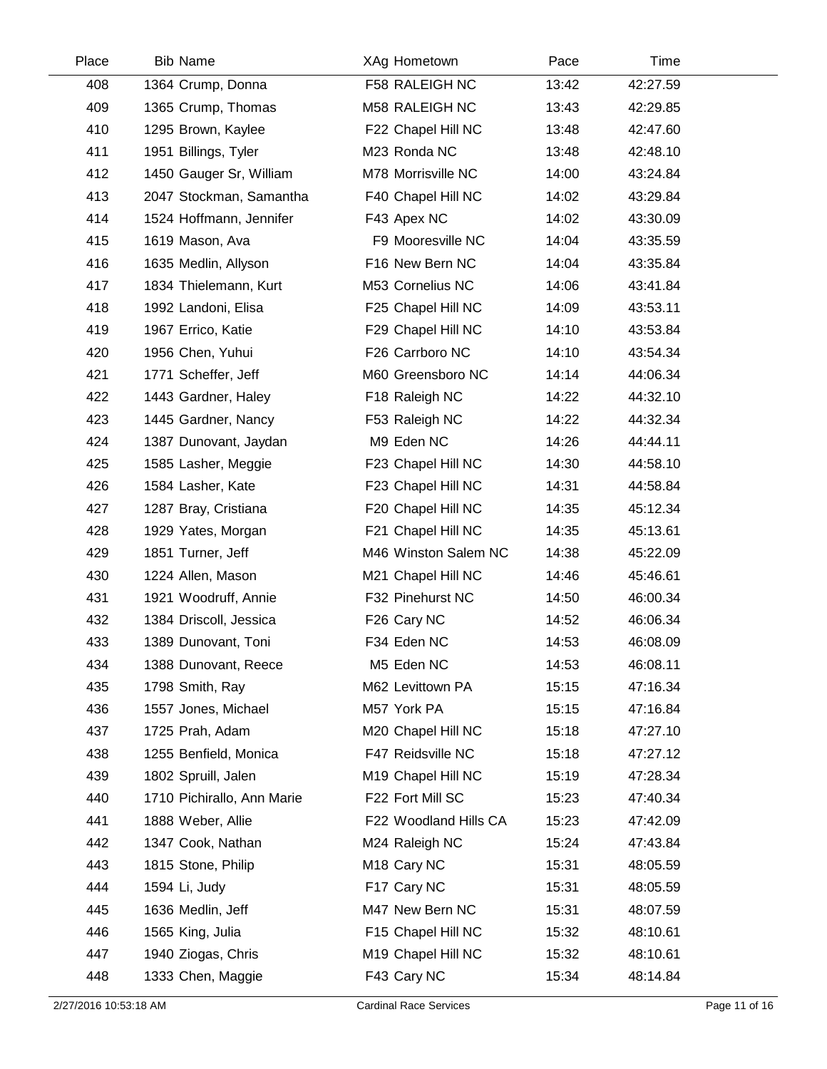| Place | Bib | Name | XAg | Hometown | Pace | Time |
|---|---|---|---|---|---|---|
| 408 | 1364 | Crump, Donna | F58 | RALEIGH NC | 13:42 | 42:27.59 |
| 409 | 1365 | Crump, Thomas | M58 | RALEIGH NC | 13:43 | 42:29.85 |
| 410 | 1295 | Brown, Kaylee | F22 | Chapel Hill NC | 13:48 | 42:47.60 |
| 411 | 1951 | Billings, Tyler | M23 | Ronda NC | 13:48 | 42:48.10 |
| 412 | 1450 | Gauger Sr, William | M78 | Morrisville NC | 14:00 | 43:24.84 |
| 413 | 2047 | Stockman, Samantha | F40 | Chapel Hill NC | 14:02 | 43:29.84 |
| 414 | 1524 | Hoffmann, Jennifer | F43 | Apex NC | 14:02 | 43:30.09 |
| 415 | 1619 | Mason, Ava | F9 | Mooresville NC | 14:04 | 43:35.59 |
| 416 | 1635 | Medlin, Allyson | F16 | New Bern NC | 14:04 | 43:35.84 |
| 417 | 1834 | Thielemann, Kurt | M53 | Cornelius NC | 14:06 | 43:41.84 |
| 418 | 1992 | Landoni, Elisa | F25 | Chapel Hill NC | 14:09 | 43:53.11 |
| 419 | 1967 | Errico, Katie | F29 | Chapel Hill NC | 14:10 | 43:53.84 |
| 420 | 1956 | Chen, Yuhui | F26 | Carrboro NC | 14:10 | 43:54.34 |
| 421 | 1771 | Scheffer, Jeff | M60 | Greensboro NC | 14:14 | 44:06.34 |
| 422 | 1443 | Gardner, Haley | F18 | Raleigh NC | 14:22 | 44:32.10 |
| 423 | 1445 | Gardner, Nancy | F53 | Raleigh NC | 14:22 | 44:32.34 |
| 424 | 1387 | Dunovant, Jaydan | M9 | Eden NC | 14:26 | 44:44.11 |
| 425 | 1585 | Lasher, Meggie | F23 | Chapel Hill NC | 14:30 | 44:58.10 |
| 426 | 1584 | Lasher, Kate | F23 | Chapel Hill NC | 14:31 | 44:58.84 |
| 427 | 1287 | Bray, Cristiana | F20 | Chapel Hill NC | 14:35 | 45:12.34 |
| 428 | 1929 | Yates, Morgan | F21 | Chapel Hill NC | 14:35 | 45:13.61 |
| 429 | 1851 | Turner, Jeff | M46 | Winston Salem NC | 14:38 | 45:22.09 |
| 430 | 1224 | Allen, Mason | M21 | Chapel Hill NC | 14:46 | 45:46.61 |
| 431 | 1921 | Woodruff, Annie | F32 | Pinehurst NC | 14:50 | 46:00.34 |
| 432 | 1384 | Driscoll, Jessica | F26 | Cary NC | 14:52 | 46:06.34 |
| 433 | 1389 | Dunovant, Toni | F34 | Eden NC | 14:53 | 46:08.09 |
| 434 | 1388 | Dunovant, Reece | M5 | Eden NC | 14:53 | 46:08.11 |
| 435 | 1798 | Smith, Ray | M62 | Levittown PA | 15:15 | 47:16.34 |
| 436 | 1557 | Jones, Michael | M57 | York PA | 15:15 | 47:16.84 |
| 437 | 1725 | Prah, Adam | M20 | Chapel Hill NC | 15:18 | 47:27.10 |
| 438 | 1255 | Benfield, Monica | F47 | Reidsville NC | 15:18 | 47:27.12 |
| 439 | 1802 | Spruill, Jalen | M19 | Chapel Hill NC | 15:19 | 47:28.34 |
| 440 | 1710 | Pichirallo, Ann Marie | F22 | Fort Mill SC | 15:23 | 47:40.34 |
| 441 | 1888 | Weber, Allie | F22 | Woodland Hills CA | 15:23 | 47:42.09 |
| 442 | 1347 | Cook, Nathan | M24 | Raleigh NC | 15:24 | 47:43.84 |
| 443 | 1815 | Stone, Philip | M18 | Cary NC | 15:31 | 48:05.59 |
| 444 | 1594 | Li, Judy | F17 | Cary NC | 15:31 | 48:05.59 |
| 445 | 1636 | Medlin, Jeff | M47 | New Bern NC | 15:31 | 48:07.59 |
| 446 | 1565 | King, Julia | F15 | Chapel Hill NC | 15:32 | 48:10.61 |
| 447 | 1940 | Ziogas, Chris | M19 | Chapel Hill NC | 15:32 | 48:10.61 |
| 448 | 1333 | Chen, Maggie | F43 | Cary NC | 15:34 | 48:14.84 |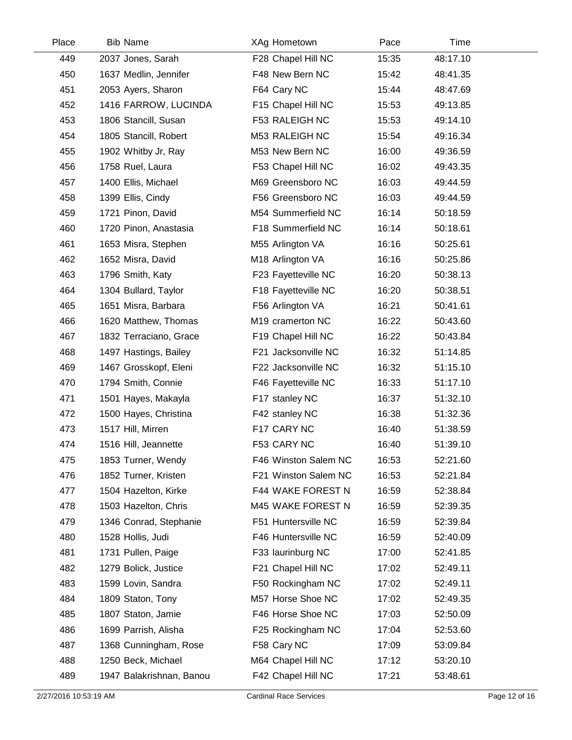| Place | Bib | Name | XAg | Hometown | Pace | Time |
|---|---|---|---|---|---|---|
| 449 | 2037 | Jones, Sarah | F28 | Chapel Hill NC | 15:35 | 48:17.10 |
| 450 | 1637 | Medlin, Jennifer | F48 | New Bern NC | 15:42 | 48:41.35 |
| 451 | 2053 | Ayers, Sharon | F64 | Cary NC | 15:44 | 48:47.69 |
| 452 | 1416 | FARROW, LUCINDA | F15 | Chapel Hill NC | 15:53 | 49:13.85 |
| 453 | 1806 | Stancill, Susan | F53 | RALEIGH NC | 15:53 | 49:14.10 |
| 454 | 1805 | Stancill, Robert | M53 | RALEIGH NC | 15:54 | 49:16.34 |
| 455 | 1902 | Whitby Jr, Ray | M53 | New Bern NC | 16:00 | 49:36.59 |
| 456 | 1758 | Ruel, Laura | F53 | Chapel Hill NC | 16:02 | 49:43.35 |
| 457 | 1400 | Ellis, Michael | M69 | Greensboro NC | 16:03 | 49:44.59 |
| 458 | 1399 | Ellis, Cindy | F56 | Greensboro NC | 16:03 | 49:44.59 |
| 459 | 1721 | Pinon, David | M54 | Summerfield NC | 16:14 | 50:18.59 |
| 460 | 1720 | Pinon, Anastasia | F18 | Summerfield NC | 16:14 | 50:18.61 |
| 461 | 1653 | Misra, Stephen | M55 | Arlington VA | 16:16 | 50:25.61 |
| 462 | 1652 | Misra, David | M18 | Arlington VA | 16:16 | 50:25.86 |
| 463 | 1796 | Smith, Katy | F23 | Fayetteville NC | 16:20 | 50:38.13 |
| 464 | 1304 | Bullard, Taylor | F18 | Fayetteville NC | 16:20 | 50:38.51 |
| 465 | 1651 | Misra, Barbara | F56 | Arlington VA | 16:21 | 50:41.61 |
| 466 | 1620 | Matthew, Thomas | M19 | cramerton NC | 16:22 | 50:43.60 |
| 467 | 1832 | Terraciano, Grace | F19 | Chapel Hill NC | 16:22 | 50:43.84 |
| 468 | 1497 | Hastings, Bailey | F21 | Jacksonville NC | 16:32 | 51:14.85 |
| 469 | 1467 | Grosskopf, Eleni | F22 | Jacksonville NC | 16:32 | 51:15.10 |
| 470 | 1794 | Smith, Connie | F46 | Fayetteville NC | 16:33 | 51:17.10 |
| 471 | 1501 | Hayes, Makayla | F17 | stanley NC | 16:37 | 51:32.10 |
| 472 | 1500 | Hayes, Christina | F42 | stanley NC | 16:38 | 51:32.36 |
| 473 | 1517 | Hill, Mirren | F17 | CARY NC | 16:40 | 51:38.59 |
| 474 | 1516 | Hill, Jeannette | F53 | CARY NC | 16:40 | 51:39.10 |
| 475 | 1853 | Turner, Wendy | F46 | Winston Salem NC | 16:53 | 52:21.60 |
| 476 | 1852 | Turner, Kristen | F21 | Winston Salem NC | 16:53 | 52:21.84 |
| 477 | 1504 | Hazelton, Kirke | F44 | WAKE FOREST N | 16:59 | 52:38.84 |
| 478 | 1503 | Hazelton, Chris | M45 | WAKE FOREST N | 16:59 | 52:39.35 |
| 479 | 1346 | Conrad, Stephanie | F51 | Huntersville NC | 16:59 | 52:39.84 |
| 480 | 1528 | Hollis, Judi | F46 | Huntersville NC | 16:59 | 52:40.09 |
| 481 | 1731 | Pullen, Paige | F33 | laurinburg NC | 17:00 | 52:41.85 |
| 482 | 1279 | Bolick, Justice | F21 | Chapel Hill NC | 17:02 | 52:49.11 |
| 483 | 1599 | Lovin, Sandra | F50 | Rockingham NC | 17:02 | 52:49.11 |
| 484 | 1809 | Staton, Tony | M57 | Horse Shoe NC | 17:02 | 52:49.35 |
| 485 | 1807 | Staton, Jamie | F46 | Horse Shoe NC | 17:03 | 52:50.09 |
| 486 | 1699 | Parrish, Alisha | F25 | Rockingham NC | 17:04 | 52:53.60 |
| 487 | 1368 | Cunningham, Rose | F58 | Cary NC | 17:09 | 53:09.84 |
| 488 | 1250 | Beck, Michael | M64 | Chapel Hill NC | 17:12 | 53:20.10 |
| 489 | 1947 | Balakrishnan, Banou | F42 | Chapel Hill NC | 17:21 | 53:48.61 |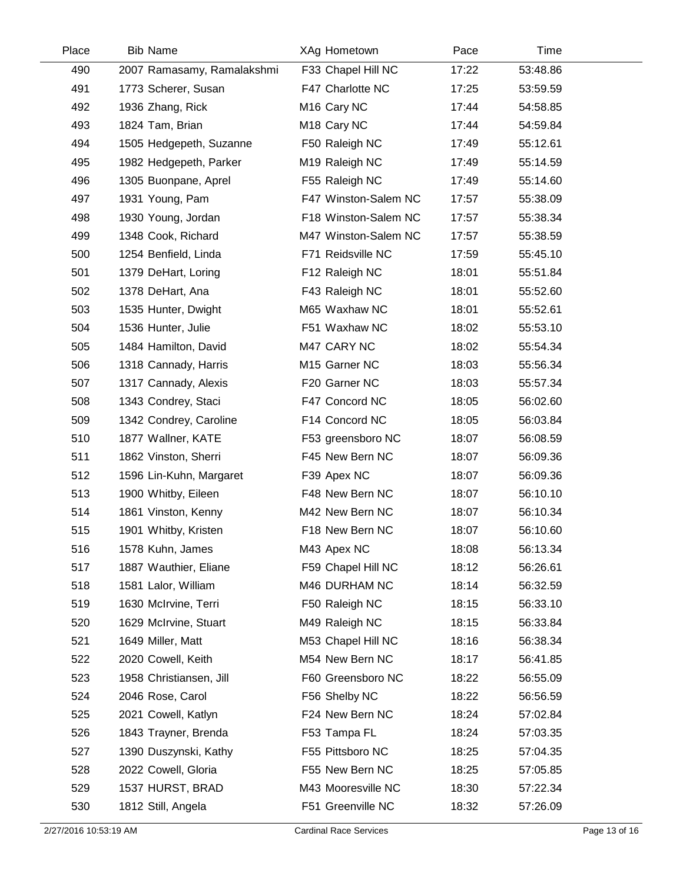| Place | Bib | Name | XAg | Hometown | Pace | Time |
|---|---|---|---|---|---|---|
| 490 | 2007 | Ramasamy, Ramalakshmi | F33 | Chapel Hill NC | 17:22 | 53:48.86 |
| 491 | 1773 | Scherer, Susan | F47 | Charlotte NC | 17:25 | 53:59.59 |
| 492 | 1936 | Zhang, Rick | M16 | Cary NC | 17:44 | 54:58.85 |
| 493 | 1824 | Tam, Brian | M18 | Cary NC | 17:44 | 54:59.84 |
| 494 | 1505 | Hedgepeth, Suzanne | F50 | Raleigh NC | 17:49 | 55:12.61 |
| 495 | 1982 | Hedgepeth, Parker | M19 | Raleigh NC | 17:49 | 55:14.59 |
| 496 | 1305 | Buonpane, Aprel | F55 | Raleigh NC | 17:49 | 55:14.60 |
| 497 | 1931 | Young, Pam | F47 | Winston-Salem NC | 17:57 | 55:38.09 |
| 498 | 1930 | Young, Jordan | F18 | Winston-Salem NC | 17:57 | 55:38.34 |
| 499 | 1348 | Cook, Richard | M47 | Winston-Salem NC | 17:57 | 55:38.59 |
| 500 | 1254 | Benfield, Linda | F71 | Reidsville NC | 17:59 | 55:45.10 |
| 501 | 1379 | DeHart, Loring | F12 | Raleigh NC | 18:01 | 55:51.84 |
| 502 | 1378 | DeHart, Ana | F43 | Raleigh NC | 18:01 | 55:52.60 |
| 503 | 1535 | Hunter, Dwight | M65 | Waxhaw NC | 18:01 | 55:52.61 |
| 504 | 1536 | Hunter, Julie | F51 | Waxhaw NC | 18:02 | 55:53.10 |
| 505 | 1484 | Hamilton, David | M47 | CARY NC | 18:02 | 55:54.34 |
| 506 | 1318 | Cannady, Harris | M15 | Garner NC | 18:03 | 55:56.34 |
| 507 | 1317 | Cannady, Alexis | F20 | Garner NC | 18:03 | 55:57.34 |
| 508 | 1343 | Condrey, Staci | F47 | Concord NC | 18:05 | 56:02.60 |
| 509 | 1342 | Condrey, Caroline | F14 | Concord NC | 18:05 | 56:03.84 |
| 510 | 1877 | Wallner, KATE | F53 | greensboro NC | 18:07 | 56:08.59 |
| 511 | 1862 | Vinston, Sherri | F45 | New Bern NC | 18:07 | 56:09.36 |
| 512 | 1596 | Lin-Kuhn, Margaret | F39 | Apex NC | 18:07 | 56:09.36 |
| 513 | 1900 | Whitby, Eileen | F48 | New Bern NC | 18:07 | 56:10.10 |
| 514 | 1861 | Vinston, Kenny | M42 | New Bern NC | 18:07 | 56:10.34 |
| 515 | 1901 | Whitby, Kristen | F18 | New Bern NC | 18:07 | 56:10.60 |
| 516 | 1578 | Kuhn, James | M43 | Apex NC | 18:08 | 56:13.34 |
| 517 | 1887 | Wauthier, Eliane | F59 | Chapel Hill NC | 18:12 | 56:26.61 |
| 518 | 1581 | Lalor, William | M46 | DURHAM NC | 18:14 | 56:32.59 |
| 519 | 1630 | McIrvine, Terri | F50 | Raleigh NC | 18:15 | 56:33.10 |
| 520 | 1629 | McIrvine, Stuart | M49 | Raleigh NC | 18:15 | 56:33.84 |
| 521 | 1649 | Miller, Matt | M53 | Chapel Hill NC | 18:16 | 56:38.34 |
| 522 | 2020 | Cowell, Keith | M54 | New Bern NC | 18:17 | 56:41.85 |
| 523 | 1958 | Christiansen, Jill | F60 | Greensboro NC | 18:22 | 56:55.09 |
| 524 | 2046 | Rose, Carol | F56 | Shelby NC | 18:22 | 56:56.59 |
| 525 | 2021 | Cowell, Katlyn | F24 | New Bern NC | 18:24 | 57:02.84 |
| 526 | 1843 | Trayner, Brenda | F53 | Tampa FL | 18:24 | 57:03.35 |
| 527 | 1390 | Duszynski, Kathy | F55 | Pittsboro NC | 18:25 | 57:04.35 |
| 528 | 2022 | Cowell, Gloria | F55 | New Bern NC | 18:25 | 57:05.85 |
| 529 | 1537 | HURST, BRAD | M43 | Mooresville NC | 18:30 | 57:22.34 |
| 530 | 1812 | Still, Angela | F51 | Greenville NC | 18:32 | 57:26.09 |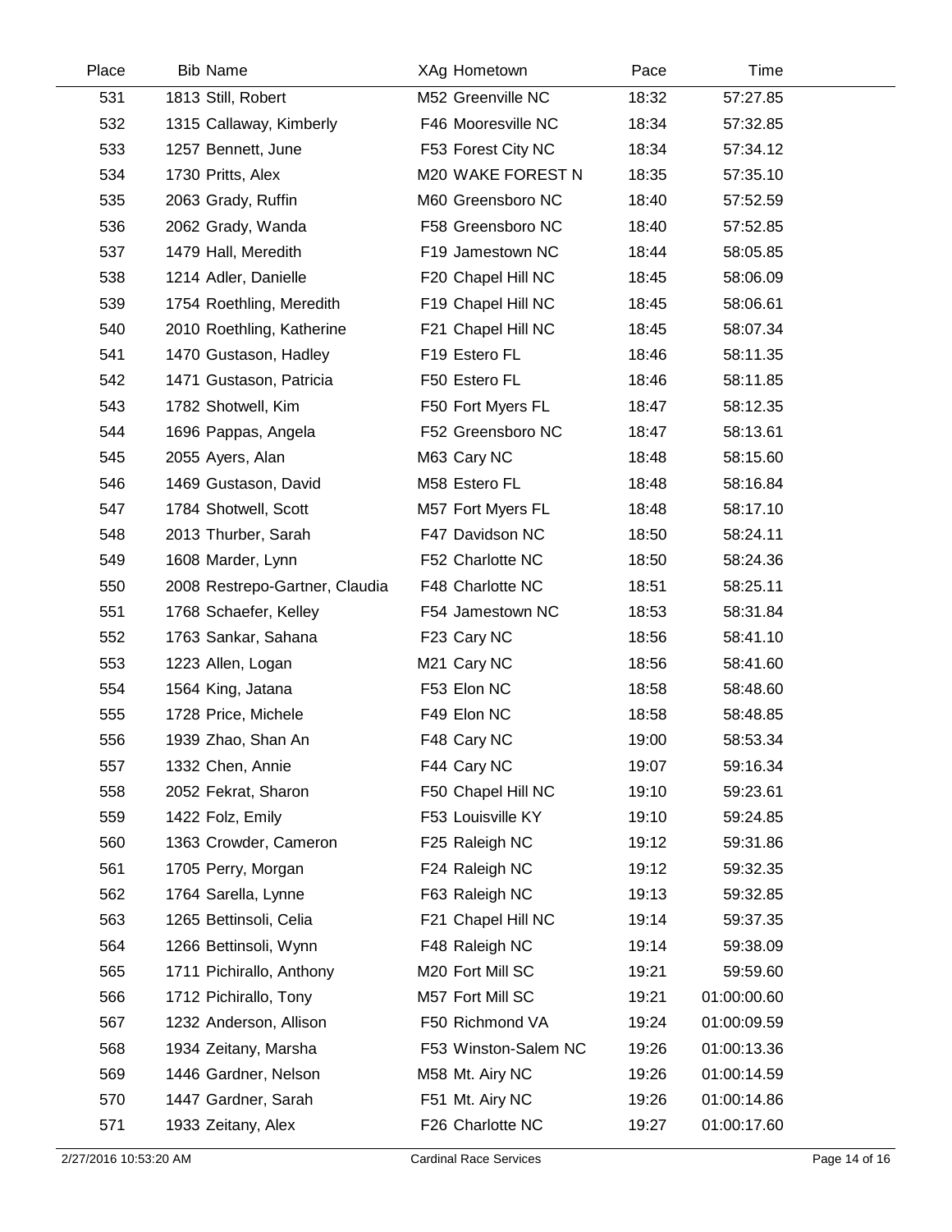| Place | Bib Name | XAg Hometown | Pace | Time |
|---|---|---|---|---|
| 531 | 1813 Still, Robert | M52 Greenville NC | 18:32 | 57:27.85 |
| 532 | 1315 Callaway, Kimberly | F46 Mooresville NC | 18:34 | 57:32.85 |
| 533 | 1257 Bennett, June | F53 Forest City NC | 18:34 | 57:34.12 |
| 534 | 1730 Pritts, Alex | M20 WAKE FOREST N | 18:35 | 57:35.10 |
| 535 | 2063 Grady, Ruffin | M60 Greensboro NC | 18:40 | 57:52.59 |
| 536 | 2062 Grady, Wanda | F58 Greensboro NC | 18:40 | 57:52.85 |
| 537 | 1479 Hall, Meredith | F19 Jamestown NC | 18:44 | 58:05.85 |
| 538 | 1214 Adler, Danielle | F20 Chapel Hill NC | 18:45 | 58:06.09 |
| 539 | 1754 Roethling, Meredith | F19 Chapel Hill NC | 18:45 | 58:06.61 |
| 540 | 2010 Roethling, Katherine | F21 Chapel Hill NC | 18:45 | 58:07.34 |
| 541 | 1470 Gustason, Hadley | F19 Estero FL | 18:46 | 58:11.35 |
| 542 | 1471 Gustason, Patricia | F50 Estero FL | 18:46 | 58:11.85 |
| 543 | 1782 Shotwell, Kim | F50 Fort Myers FL | 18:47 | 58:12.35 |
| 544 | 1696 Pappas, Angela | F52 Greensboro NC | 18:47 | 58:13.61 |
| 545 | 2055 Ayers, Alan | M63 Cary NC | 18:48 | 58:15.60 |
| 546 | 1469 Gustason, David | M58 Estero FL | 18:48 | 58:16.84 |
| 547 | 1784 Shotwell, Scott | M57 Fort Myers FL | 18:48 | 58:17.10 |
| 548 | 2013 Thurber, Sarah | F47 Davidson NC | 18:50 | 58:24.11 |
| 549 | 1608 Marder, Lynn | F52 Charlotte NC | 18:50 | 58:24.36 |
| 550 | 2008 Restrepo-Gartner, Claudia | F48 Charlotte NC | 18:51 | 58:25.11 |
| 551 | 1768 Schaefer, Kelley | F54 Jamestown NC | 18:53 | 58:31.84 |
| 552 | 1763 Sankar, Sahana | F23 Cary NC | 18:56 | 58:41.10 |
| 553 | 1223 Allen, Logan | M21 Cary NC | 18:56 | 58:41.60 |
| 554 | 1564 King, Jatana | F53 Elon NC | 18:58 | 58:48.60 |
| 555 | 1728 Price, Michele | F49 Elon NC | 18:58 | 58:48.85 |
| 556 | 1939 Zhao, Shan An | F48 Cary NC | 19:00 | 58:53.34 |
| 557 | 1332 Chen, Annie | F44 Cary NC | 19:07 | 59:16.34 |
| 558 | 2052 Fekrat, Sharon | F50 Chapel Hill NC | 19:10 | 59:23.61 |
| 559 | 1422 Folz, Emily | F53 Louisville KY | 19:10 | 59:24.85 |
| 560 | 1363 Crowder, Cameron | F25 Raleigh NC | 19:12 | 59:31.86 |
| 561 | 1705 Perry, Morgan | F24 Raleigh NC | 19:12 | 59:32.35 |
| 562 | 1764 Sarella, Lynne | F63 Raleigh NC | 19:13 | 59:32.85 |
| 563 | 1265 Bettinsoli, Celia | F21 Chapel Hill NC | 19:14 | 59:37.35 |
| 564 | 1266 Bettinsoli, Wynn | F48 Raleigh NC | 19:14 | 59:38.09 |
| 565 | 1711 Pichirallo, Anthony | M20 Fort Mill SC | 19:21 | 59:59.60 |
| 566 | 1712 Pichirallo, Tony | M57 Fort Mill SC | 19:21 | 01:00:00.60 |
| 567 | 1232 Anderson, Allison | F50 Richmond VA | 19:24 | 01:00:09.59 |
| 568 | 1934 Zeitany, Marsha | F53 Winston-Salem NC | 19:26 | 01:00:13.36 |
| 569 | 1446 Gardner, Nelson | M58 Mt. Airy NC | 19:26 | 01:00:14.59 |
| 570 | 1447 Gardner, Sarah | F51 Mt. Airy NC | 19:26 | 01:00:14.86 |
| 571 | 1933 Zeitany, Alex | F26 Charlotte NC | 19:27 | 01:00:17.60 |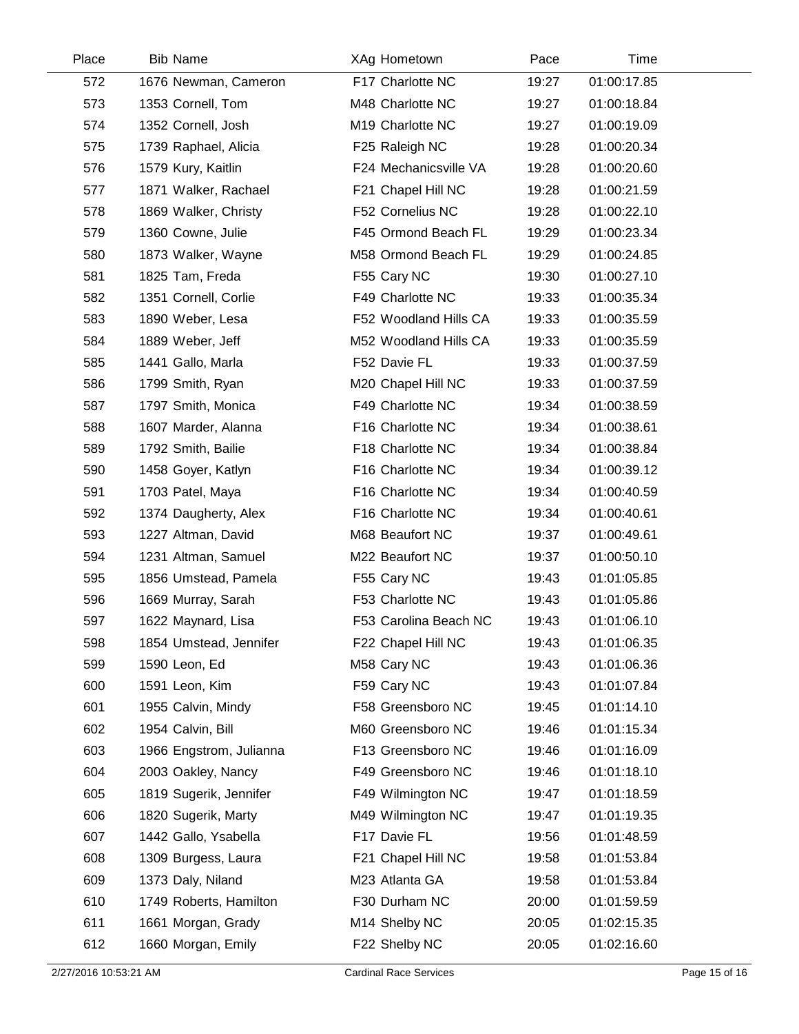| Place | Bib | Name | XAg | Hometown | Pace | Time |
|---|---|---|---|---|---|---|
| 572 | 1676 | Newman, Cameron | F17 | Charlotte NC | 19:27 | 01:00:17.85 |
| 573 | 1353 | Cornell, Tom | M48 | Charlotte NC | 19:27 | 01:00:18.84 |
| 574 | 1352 | Cornell, Josh | M19 | Charlotte NC | 19:27 | 01:00:19.09 |
| 575 | 1739 | Raphael, Alicia | F25 | Raleigh NC | 19:28 | 01:00:20.34 |
| 576 | 1579 | Kury, Kaitlin | F24 | Mechanicsville VA | 19:28 | 01:00:20.60 |
| 577 | 1871 | Walker, Rachael | F21 | Chapel Hill NC | 19:28 | 01:00:21.59 |
| 578 | 1869 | Walker, Christy | F52 | Cornelius NC | 19:28 | 01:00:22.10 |
| 579 | 1360 | Cowne, Julie | F45 | Ormond Beach FL | 19:29 | 01:00:23.34 |
| 580 | 1873 | Walker, Wayne | M58 | Ormond Beach FL | 19:29 | 01:00:24.85 |
| 581 | 1825 | Tam, Freda | F55 | Cary NC | 19:30 | 01:00:27.10 |
| 582 | 1351 | Cornell, Corlie | F49 | Charlotte NC | 19:33 | 01:00:35.34 |
| 583 | 1890 | Weber, Lesa | F52 | Woodland Hills CA | 19:33 | 01:00:35.59 |
| 584 | 1889 | Weber, Jeff | M52 | Woodland Hills CA | 19:33 | 01:00:35.59 |
| 585 | 1441 | Gallo, Marla | F52 | Davie FL | 19:33 | 01:00:37.59 |
| 586 | 1799 | Smith, Ryan | M20 | Chapel Hill NC | 19:33 | 01:00:37.59 |
| 587 | 1797 | Smith, Monica | F49 | Charlotte NC | 19:34 | 01:00:38.59 |
| 588 | 1607 | Marder, Alanna | F16 | Charlotte NC | 19:34 | 01:00:38.61 |
| 589 | 1792 | Smith, Bailie | F18 | Charlotte NC | 19:34 | 01:00:38.84 |
| 590 | 1458 | Goyer, Katlyn | F16 | Charlotte NC | 19:34 | 01:00:39.12 |
| 591 | 1703 | Patel, Maya | F16 | Charlotte NC | 19:34 | 01:00:40.59 |
| 592 | 1374 | Daugherty, Alex | F16 | Charlotte NC | 19:34 | 01:00:40.61 |
| 593 | 1227 | Altman, David | M68 | Beaufort NC | 19:37 | 01:00:49.61 |
| 594 | 1231 | Altman, Samuel | M22 | Beaufort NC | 19:37 | 01:00:50.10 |
| 595 | 1856 | Umstead, Pamela | F55 | Cary NC | 19:43 | 01:01:05.85 |
| 596 | 1669 | Murray, Sarah | F53 | Charlotte NC | 19:43 | 01:01:05.86 |
| 597 | 1622 | Maynard, Lisa | F53 | Carolina Beach NC | 19:43 | 01:01:06.10 |
| 598 | 1854 | Umstead, Jennifer | F22 | Chapel Hill NC | 19:43 | 01:01:06.35 |
| 599 | 1590 | Leon, Ed | M58 | Cary NC | 19:43 | 01:01:06.36 |
| 600 | 1591 | Leon, Kim | F59 | Cary NC | 19:43 | 01:01:07.84 |
| 601 | 1955 | Calvin, Mindy | F58 | Greensboro NC | 19:45 | 01:01:14.10 |
| 602 | 1954 | Calvin, Bill | M60 | Greensboro NC | 19:46 | 01:01:15.34 |
| 603 | 1966 | Engstrom, Julianna | F13 | Greensboro NC | 19:46 | 01:01:16.09 |
| 604 | 2003 | Oakley, Nancy | F49 | Greensboro NC | 19:46 | 01:01:18.10 |
| 605 | 1819 | Sugerik, Jennifer | F49 | Wilmington NC | 19:47 | 01:01:18.59 |
| 606 | 1820 | Sugerik, Marty | M49 | Wilmington NC | 19:47 | 01:01:19.35 |
| 607 | 1442 | Gallo, Ysabella | F17 | Davie FL | 19:56 | 01:01:48.59 |
| 608 | 1309 | Burgess, Laura | F21 | Chapel Hill NC | 19:58 | 01:01:53.84 |
| 609 | 1373 | Daly, Niland | M23 | Atlanta GA | 19:58 | 01:01:53.84 |
| 610 | 1749 | Roberts, Hamilton | F30 | Durham NC | 20:00 | 01:01:59.59 |
| 611 | 1661 | Morgan, Grady | M14 | Shelby NC | 20:05 | 01:02:15.35 |
| 612 | 1660 | Morgan, Emily | F22 | Shelby NC | 20:05 | 01:02:16.60 |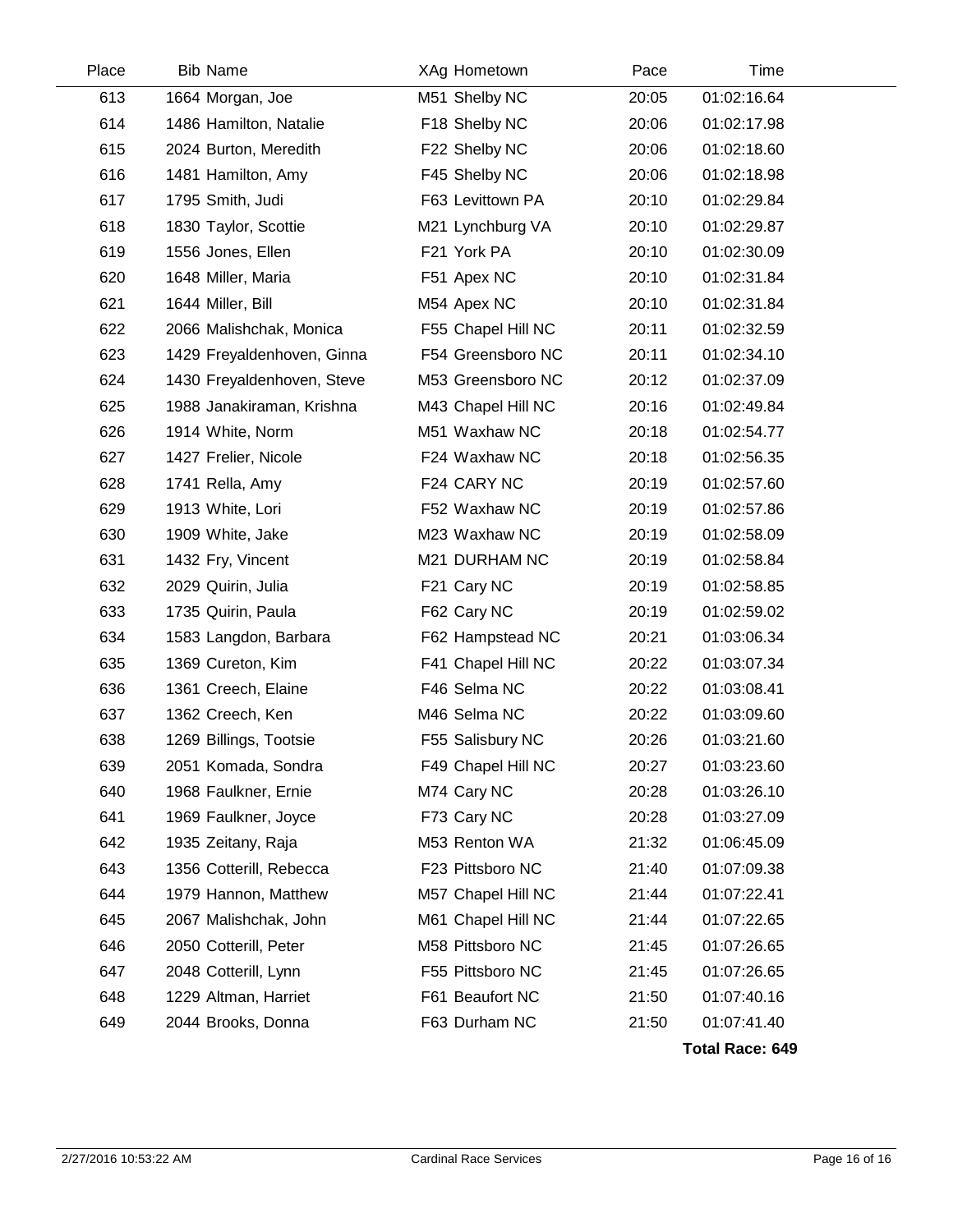| Place | Bib Name | XAg Hometown | Pace | Time |
|---|---|---|---|---|
| 613 | 1664 Morgan, Joe | M51 Shelby NC | 20:05 | 01:02:16.64 |
| 614 | 1486 Hamilton, Natalie | F18 Shelby NC | 20:06 | 01:02:17.98 |
| 615 | 2024 Burton, Meredith | F22 Shelby NC | 20:06 | 01:02:18.60 |
| 616 | 1481 Hamilton, Amy | F45 Shelby NC | 20:06 | 01:02:18.98 |
| 617 | 1795 Smith, Judi | F63 Levittown PA | 20:10 | 01:02:29.84 |
| 618 | 1830 Taylor, Scottie | M21 Lynchburg VA | 20:10 | 01:02:29.87 |
| 619 | 1556 Jones, Ellen | F21 York PA | 20:10 | 01:02:30.09 |
| 620 | 1648 Miller, Maria | F51 Apex NC | 20:10 | 01:02:31.84 |
| 621 | 1644 Miller, Bill | M54 Apex NC | 20:10 | 01:02:31.84 |
| 622 | 2066 Malishchak, Monica | F55 Chapel Hill NC | 20:11 | 01:02:32.59 |
| 623 | 1429 Freyaldenhoven, Ginna | F54 Greensboro NC | 20:11 | 01:02:34.10 |
| 624 | 1430 Freyaldenhoven, Steve | M53 Greensboro NC | 20:12 | 01:02:37.09 |
| 625 | 1988 Janakiraman, Krishna | M43 Chapel Hill NC | 20:16 | 01:02:49.84 |
| 626 | 1914 White, Norm | M51 Waxhaw NC | 20:18 | 01:02:54.77 |
| 627 | 1427 Frelier, Nicole | F24 Waxhaw NC | 20:18 | 01:02:56.35 |
| 628 | 1741 Rella, Amy | F24 CARY NC | 20:19 | 01:02:57.60 |
| 629 | 1913 White, Lori | F52 Waxhaw NC | 20:19 | 01:02:57.86 |
| 630 | 1909 White, Jake | M23 Waxhaw NC | 20:19 | 01:02:58.09 |
| 631 | 1432 Fry, Vincent | M21 DURHAM NC | 20:19 | 01:02:58.84 |
| 632 | 2029 Quirin, Julia | F21 Cary NC | 20:19 | 01:02:58.85 |
| 633 | 1735 Quirin, Paula | F62 Cary NC | 20:19 | 01:02:59.02 |
| 634 | 1583 Langdon, Barbara | F62 Hampstead NC | 20:21 | 01:03:06.34 |
| 635 | 1369 Cureton, Kim | F41 Chapel Hill NC | 20:22 | 01:03:07.34 |
| 636 | 1361 Creech, Elaine | F46 Selma NC | 20:22 | 01:03:08.41 |
| 637 | 1362 Creech, Ken | M46 Selma NC | 20:22 | 01:03:09.60 |
| 638 | 1269 Billings, Tootsie | F55 Salisbury NC | 20:26 | 01:03:21.60 |
| 639 | 2051 Komada, Sondra | F49 Chapel Hill NC | 20:27 | 01:03:23.60 |
| 640 | 1968 Faulkner, Ernie | M74 Cary NC | 20:28 | 01:03:26.10 |
| 641 | 1969 Faulkner, Joyce | F73 Cary NC | 20:28 | 01:03:27.09 |
| 642 | 1935 Zeitany, Raja | M53 Renton WA | 21:32 | 01:06:45.09 |
| 643 | 1356 Cotterill, Rebecca | F23 Pittsboro NC | 21:40 | 01:07:09.38 |
| 644 | 1979 Hannon, Matthew | M57 Chapel Hill NC | 21:44 | 01:07:22.41 |
| 645 | 2067 Malishchak, John | M61 Chapel Hill NC | 21:44 | 01:07:22.65 |
| 646 | 2050 Cotterill, Peter | M58 Pittsboro NC | 21:45 | 01:07:26.65 |
| 647 | 2048 Cotterill, Lynn | F55 Pittsboro NC | 21:45 | 01:07:26.65 |
| 648 | 1229 Altman, Harriet | F61 Beaufort NC | 21:50 | 01:07:40.16 |
| 649 | 2044 Brooks, Donna | F63 Durham NC | 21:50 | 01:07:41.40 |

**Total Race: 649**